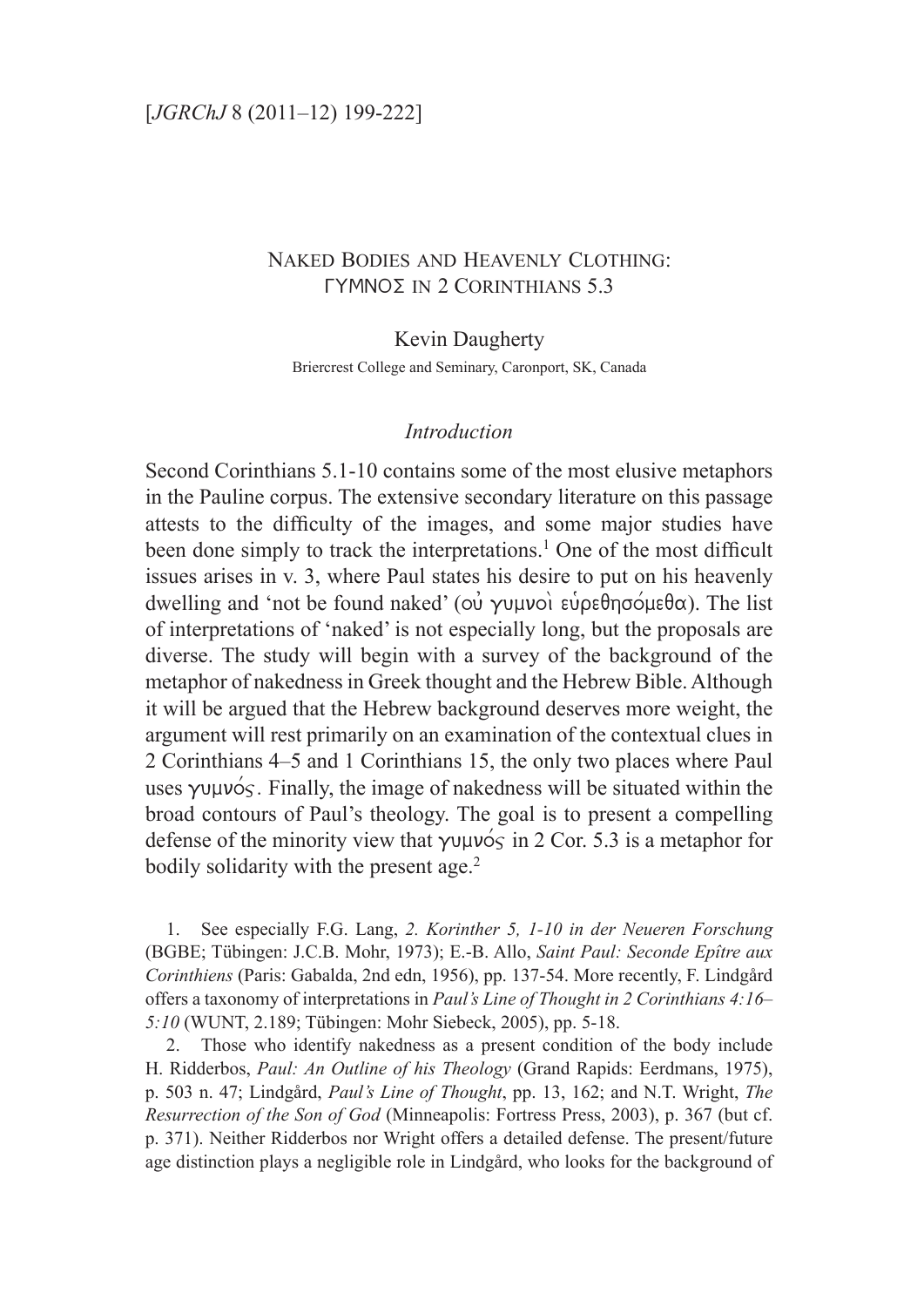# Naked Bodies and Heavenly Clothing: ΓΥΜΝΟΣ in 2 Corinthians 5.3

Kevin Daugherty

Briercrest College and Seminary, Caronport, SK, Canada

## *Introduction*

Second Corinthians 5.1-10 contains some of the most elusive metaphors in the Pauline corpus. The extensive secondary literature on this passage attests to the difficulty of the images, and some major studies have been done simply to track the interpretations.[1] One of the most difficult issues arises in v. 3, where Paul states his desire to put on his heavenly dwelling and 'not be found naked' (οὐ γυμνοὶ εὑρεθησόμεθα). The list of interpretations of 'naked' is not especially long, but the proposals are diverse. The study will begin with a survey of the background of the metaphor of nakedness in Greek thought and the Hebrew Bible. Although it will be argued that the Hebrew background deserves more weight, the argument will rest primarily on an examination of the contextual clues in 2 Corinthians 4–5 and 1 Corinthians 15, the only two places where Paul uses γυμνός. Finally, the image of nakedness will be situated within the broad contours of Paul's theology. The goal is to present a compelling defense of the minority view that γυμνός in 2 Cor. 5.3 is a metaphor for bodily solidarity with the present age.[2]

1. See especially F.G. Lang, *2. Korinther 5, 1-10 in der Neueren Forschung* (BGBE; Tübingen: J.C.B. Mohr, 1973); E.-B. Allo, *Saint Paul: Seconde Epître aux Corinthiens* (Paris: Gabalda, 2nd edn, 1956), pp. 137-54. More recently, F. Lindgård offers a taxonomy of interpretations in *Paul's Line of Thought in 2 Corinthians 4:16–5:10* (WUNT, 2.189; Tübingen: Mohr Siebeck, 2005), pp. 5-18.

2. Those who identify nakedness as a present condition of the body include H. Ridderbos, *Paul: An Outline of his Theology* (Grand Rapids: Eerdmans, 1975), p. 503 n. 47; Lindgård, *Paul's Line of Thought*, pp. 13, 162; and N.T. Wright, *The Resurrection of the Son of God* (Minneapolis: Fortress Press, 2003), p. 367 (but cf. p. 371). Neither Ridderbos nor Wright offers a detailed defense. The present/future age distinction plays a negligible role in Lindgård, who looks for the background of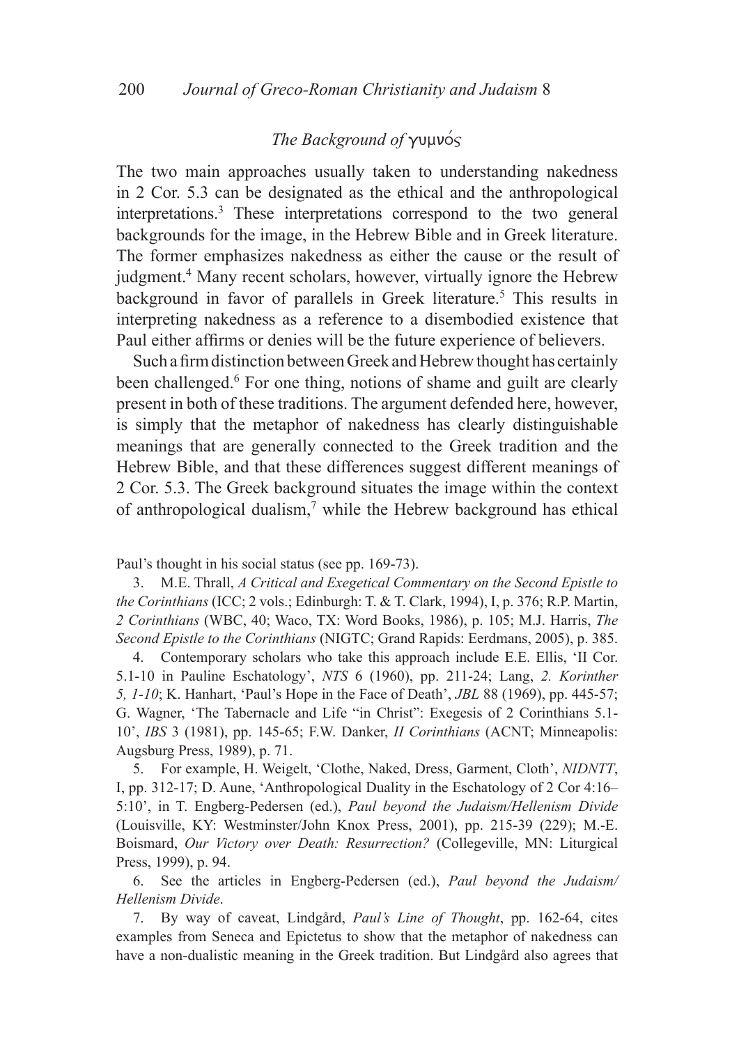## *The Background of* γυμνός

The two main approaches usually taken to understanding nakedness in 2 Cor. 5.3 can be designated as the ethical and the anthropological interpretations.[3] These interpretations correspond to the two general backgrounds for the image, in the Hebrew Bible and in Greek literature. The former emphasizes nakedness as either the cause or the result of judgment.[4] Many recent scholars, however, virtually ignore the Hebrew background in favor of parallels in Greek literature.[5] This results in interpreting nakedness as a reference to a disembodied existence that Paul either affirms or denies will be the future experience of believers.

Such a firm distinction between Greek and Hebrew thought has certainly been challenged.[6] For one thing, notions of shame and guilt are clearly present in both of these traditions. The argument defended here, however, is simply that the metaphor of nakedness has clearly distinguishable meanings that are generally connected to the Greek tradition and the Hebrew Bible, and that these differences suggest different meanings of 2 Cor. 5.3. The Greek background situates the image within the context of anthropological dualism,[7] while the Hebrew background has ethical

Paul's thought in his social status (see pp. 169-73).

3. M.E. Thrall, *A Critical and Exegetical Commentary on the Second Epistle to the Corinthians* (ICC; 2 vols.; Edinburgh: T. & T. Clark, 1994), I, p. 376; R.P. Martin, *2 Corinthians* (WBC, 40; Waco, TX: Word Books, 1986), p. 105; M.J. Harris, *The Second Epistle to the Corinthians* (NIGTC; Grand Rapids: Eerdmans, 2005), p. 385.

4. Contemporary scholars who take this approach include E.E. Ellis, 'II Cor. 5.1-10 in Pauline Eschatology', *NTS* 6 (1960), pp. 211-24; Lang, *2. Korinther 5, 1-10*; K. Hanhart, 'Paul's Hope in the Face of Death', *JBL* 88 (1969), pp. 445-57; G. Wagner, 'The Tabernacle and Life "in Christ": Exegesis of 2 Corinthians 5.1-10', *IBS* 3 (1981), pp. 145-65; F.W. Danker, *II Corinthians* (ACNT; Minneapolis: Augsburg Press, 1989), p. 71.

5. For example, H. Weigelt, 'Clothe, Naked, Dress, Garment, Cloth', *NIDNTT*, I, pp. 312-17; D. Aune, 'Anthropological Duality in the Eschatology of 2 Cor 4:16–5:10', in T. Engberg-Pedersen (ed.), *Paul beyond the Judaism/Hellenism Divide* (Louisville, KY: Westminster/John Knox Press, 2001), pp. 215-39 (229); M.-E. Boismard, *Our Victory over Death: Resurrection?* (Collegeville, MN: Liturgical Press, 1999), p. 94.

6. See the articles in Engberg-Pedersen (ed.), *Paul beyond the Judaism/Hellenism Divide*.

7. By way of caveat, Lindgård, *Paul's Line of Thought*, pp. 162-64, cites examples from Seneca and Epictetus to show that the metaphor of nakedness can have a non-dualistic meaning in the Greek tradition. But Lindgård also agrees that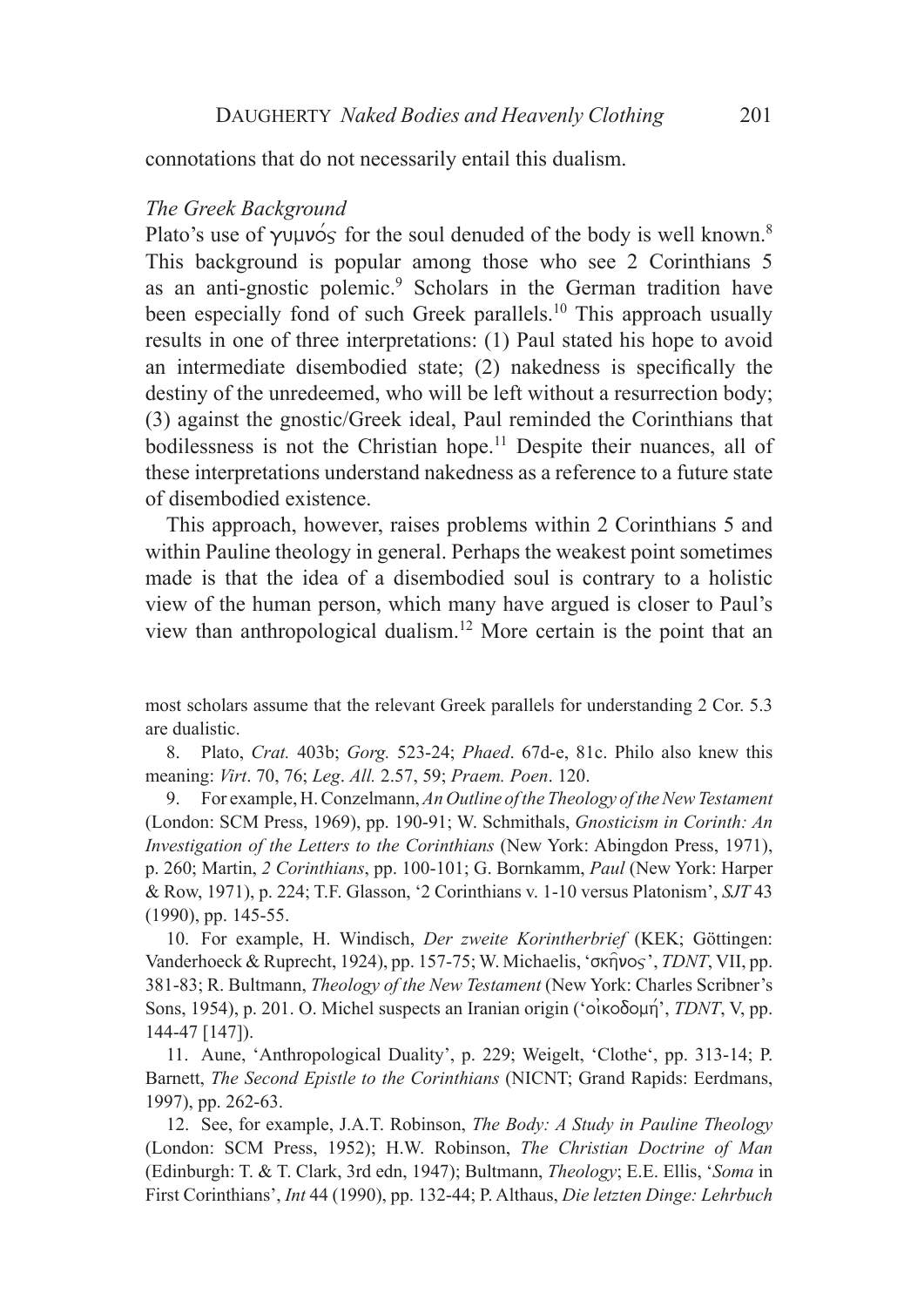connotations that do not necessarily entail this dualism.

*The Greek Background*

Plato's use of γυμνός for the soul denuded of the body is well known.[8] This background is popular among those who see 2 Corinthians 5 as an anti-gnostic polemic.[9] Scholars in the German tradition have been especially fond of such Greek parallels.[10] This approach usually results in one of three interpretations: (1) Paul stated his hope to avoid an intermediate disembodied state; (2) nakedness is specifically the destiny of the unredeemed, who will be left without a resurrection body; (3) against the gnostic/Greek ideal, Paul reminded the Corinthians that bodilessness is not the Christian hope.[11] Despite their nuances, all of these interpretations understand nakedness as a reference to a future state of disembodied existence.

This approach, however, raises problems within 2 Corinthians 5 and within Pauline theology in general. Perhaps the weakest point sometimes made is that the idea of a disembodied soul is contrary to a holistic view of the human person, which many have argued is closer to Paul's view than anthropological dualism.[12] More certain is the point that an

most scholars assume that the relevant Greek parallels for understanding 2 Cor. 5.3 are dualistic.

8. Plato, *Crat.* 403b; *Gorg.* 523-24; *Phaed*. 67d-e, 81c. Philo also knew this meaning: *Virt*. 70, 76; *Leg*. *All.* 2.57, 59; *Praem. Poen*. 120.

9. For example, H. Conzelmann, *An Outline of the Theology of the New Testament* (London: SCM Press, 1969), pp. 190-91; W. Schmithals, *Gnosticism in Corinth: An Investigation of the Letters to the Corinthians* (New York: Abingdon Press, 1971), p. 260; Martin, *2 Corinthians*, pp. 100-101; G. Bornkamm, *Paul* (New York: Harper & Row, 1971), p. 224; T.F. Glasson, '2 Corinthians v. 1-10 versus Platonism', *SJT* 43 (1990), pp. 145-55.

10. For example, H. Windisch, *Der zweite Korintherbrief* (KEK; Göttingen: Vanderhoeck & Ruprecht, 1924), pp. 157-75; W. Michaelis, 'σκῆνος', *TDNT*, VII, pp. 381-83; R. Bultmann, *Theology of the New Testament* (New York: Charles Scribner's Sons, 1954), p. 201. O. Michel suspects an Iranian origin ('οἰκοδομή', *TDNT*, V, pp. 144-47 [147]).

11. Aune, 'Anthropological Duality', p. 229; Weigelt, 'Clothe', pp. 313-14; P. Barnett, *The Second Epistle to the Corinthians* (NICNT; Grand Rapids: Eerdmans, 1997), pp. 262-63.

12. See, for example, J.A.T. Robinson, *The Body: A Study in Pauline Theology* (London: SCM Press, 1952); H.W. Robinson, *The Christian Doctrine of Man* (Edinburgh: T. & T. Clark, 3rd edn, 1947); Bultmann, *Theology*; E.E. Ellis, '*Soma* in First Corinthians', *Int* 44 (1990), pp. 132-44; P. Althaus, *Die letzten Dinge: Lehrbuch*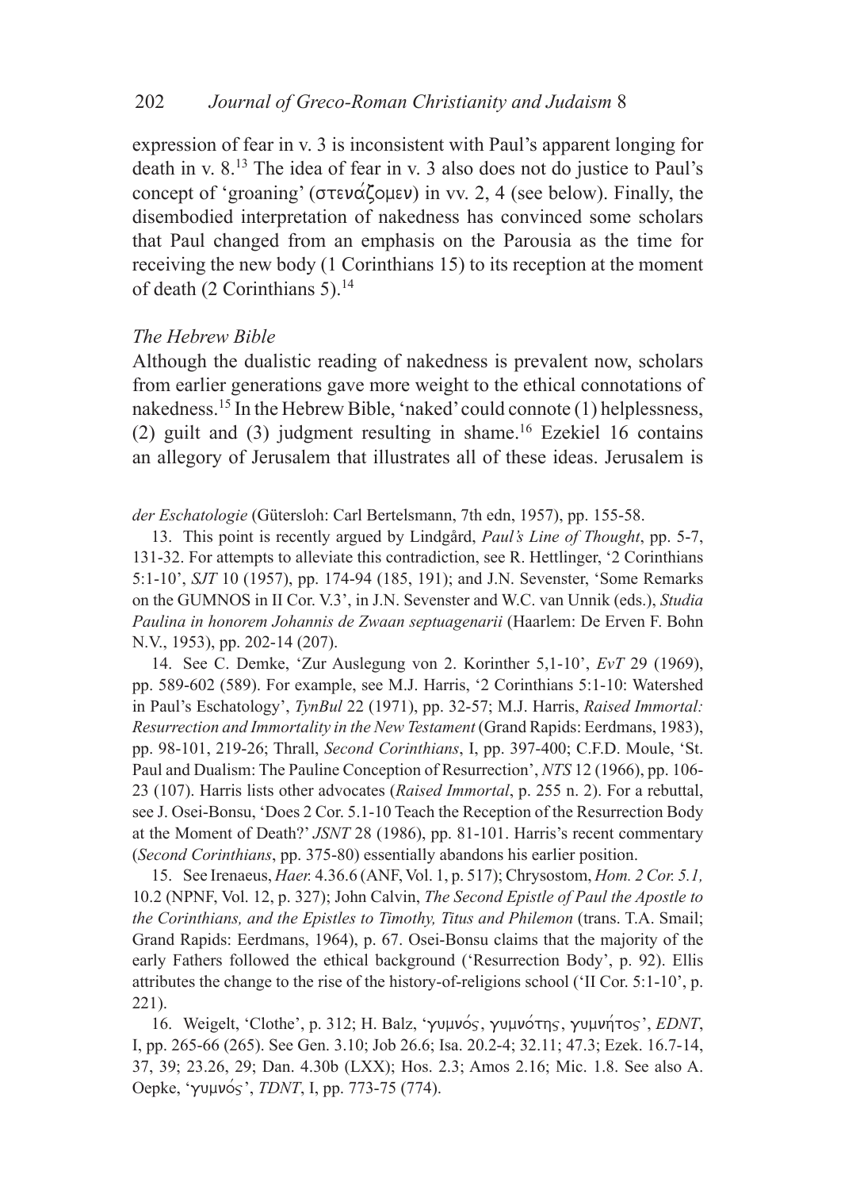expression of fear in v. 3 is inconsistent with Paul's apparent longing for death in v. 8.[13] The idea of fear in v. 3 also does not do justice to Paul's concept of 'groaning' (στενάζομεν) in vv. 2, 4 (see below). Finally, the disembodied interpretation of nakedness has convinced some scholars that Paul changed from an emphasis on the Parousia as the time for receiving the new body (1 Corinthians 15) to its reception at the moment of death (2 Corinthians 5).[14]

### *The Hebrew Bible*

Although the dualistic reading of nakedness is prevalent now, scholars from earlier generations gave more weight to the ethical connotations of nakedness.[15] In the Hebrew Bible, 'naked' could connote (1) helplessness, (2) guilt and (3) judgment resulting in shame.[16] Ezekiel 16 contains an allegory of Jerusalem that illustrates all of these ideas. Jerusalem is

*der Eschatologie* (Gütersloh: Carl Bertelsmann, 7th edn, 1957), pp. 155-58.

13. This point is recently argued by Lindgård, *Paul's Line of Thought*, pp. 5-7, 131-32. For attempts to alleviate this contradiction, see R. Hettlinger, '2 Corinthians 5:1-10', *SJT* 10 (1957), pp. 174-94 (185, 191); and J.N. Sevenster, 'Some Remarks on the GUMNOS in II Cor. V.3', in J.N. Sevenster and W.C. van Unnik (eds.), *Studia Paulina in honorem Johannis de Zwaan septuagenarii* (Haarlem: De Erven F. Bohn N.V., 1953), pp. 202-14 (207).

14. See C. Demke, 'Zur Auslegung von 2. Korinther 5,1-10', *EvT* 29 (1969), pp. 589-602 (589). For example, see M.J. Harris, '2 Corinthians 5:1-10: Watershed in Paul's Eschatology', *TynBul* 22 (1971), pp. 32-57; M.J. Harris, *Raised Immortal: Resurrection and Immortality in the New Testament* (Grand Rapids: Eerdmans, 1983), pp. 98-101, 219-26; Thrall, *Second Corinthians*, I, pp. 397-400; C.F.D. Moule, 'St. Paul and Dualism: The Pauline Conception of Resurrection', *NTS* 12 (1966), pp. 106-23 (107). Harris lists other advocates (*Raised Immortal*, p. 255 n. 2). For a rebuttal, see J. Osei-Bonsu, 'Does 2 Cor. 5.1-10 Teach the Reception of the Resurrection Body at the Moment of Death?' *JSNT* 28 (1986), pp. 81-101. Harris's recent commentary (*Second Corinthians*, pp. 375-80) essentially abandons his earlier position.

15. See Irenaeus, *Haer.* 4.36.6 (ANF, Vol. 1, p. 517); Chrysostom, *Hom. 2 Cor. 5.1,* 10.2 (NPNF, Vol. 12, p. 327); John Calvin, *The Second Epistle of Paul the Apostle to the Corinthians, and the Epistles to Timothy, Titus and Philemon* (trans. T.A. Smail; Grand Rapids: Eerdmans, 1964), p. 67. Osei-Bonsu claims that the majority of the early Fathers followed the ethical background ('Resurrection Body', p. 92). Ellis attributes the change to the rise of the history-of-religions school ('II Cor. 5:1-10', p. 221).

16. Weigelt, 'Clothe', p. 312; H. Balz, 'γυμνός, γυμνότης, γυμνήτος', *EDNT*, I, pp. 265-66 (265). See Gen. 3.10; Job 26.6; Isa. 20.2-4; 32.11; 47.3; Ezek. 16.7-14, 37, 39; 23.26, 29; Dan. 4.30b (LXX); Hos. 2.3; Amos 2.16; Mic. 1.8. See also A. Oepke, 'γυμνός', *TDNT*, I, pp. 773-75 (774).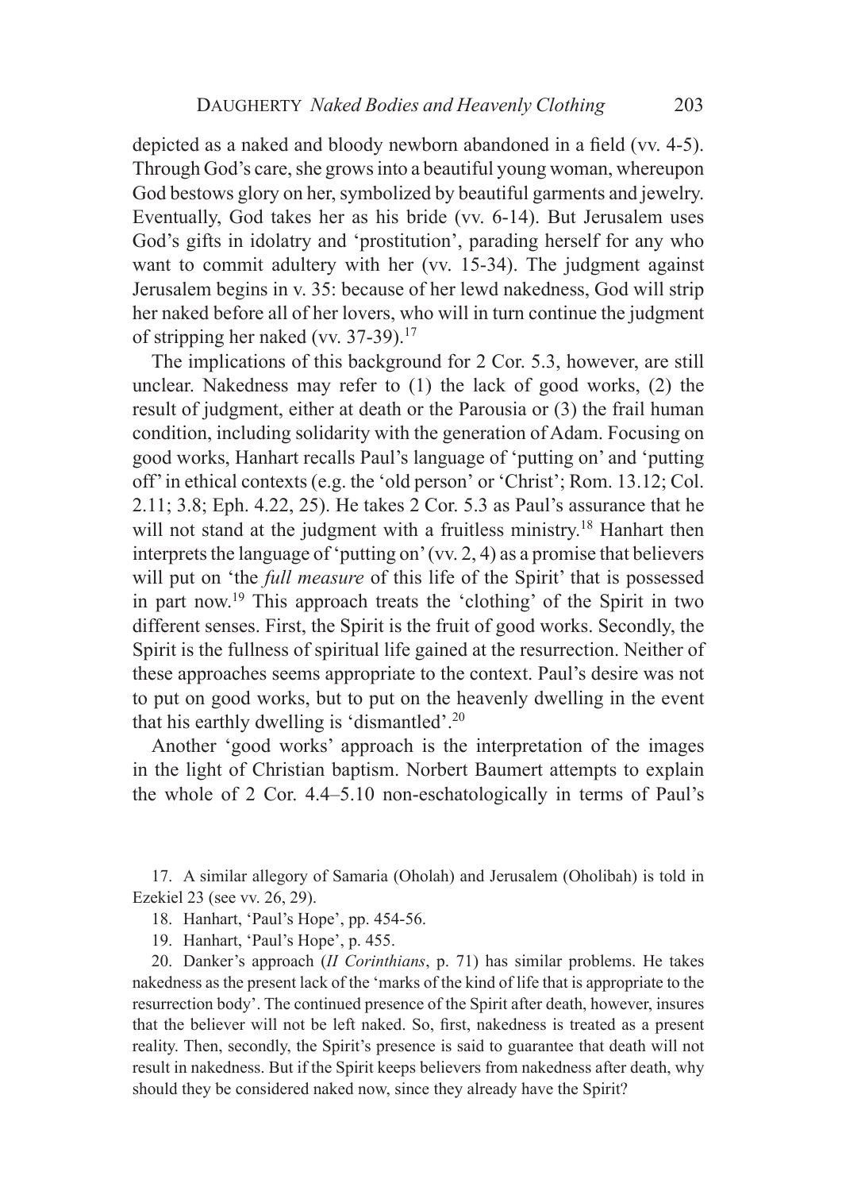depicted as a naked and bloody newborn abandoned in a field (vv. 4-5). Through God's care, she grows into a beautiful young woman, whereupon God bestows glory on her, symbolized by beautiful garments and jewelry. Eventually, God takes her as his bride (vv. 6-14). But Jerusalem uses God's gifts in idolatry and 'prostitution', parading herself for any who want to commit adultery with her (vv. 15-34). The judgment against Jerusalem begins in v. 35: because of her lewd nakedness, God will strip her naked before all of her lovers, who will in turn continue the judgment of stripping her naked (vv. 37-39).[17]

The implications of this background for 2 Cor. 5.3, however, are still unclear. Nakedness may refer to (1) the lack of good works, (2) the result of judgment, either at death or the Parousia or (3) the frail human condition, including solidarity with the generation of Adam. Focusing on good works, Hanhart recalls Paul's language of 'putting on' and 'putting off' in ethical contexts (e.g. the 'old person' or 'Christ'; Rom. 13.12; Col. 2.11; 3.8; Eph. 4.22, 25). He takes 2 Cor. 5.3 as Paul's assurance that he will not stand at the judgment with a fruitless ministry.[18] Hanhart then interprets the language of 'putting on' (vv. 2, 4) as a promise that believers will put on 'the *full measure* of this life of the Spirit' that is possessed in part now.[19] This approach treats the 'clothing' of the Spirit in two different senses. First, the Spirit is the fruit of good works. Secondly, the Spirit is the fullness of spiritual life gained at the resurrection. Neither of these approaches seems appropriate to the context. Paul's desire was not to put on good works, but to put on the heavenly dwelling in the event that his earthly dwelling is 'dismantled'.[20]

Another 'good works' approach is the interpretation of the images in the light of Christian baptism. Norbert Baumert attempts to explain the whole of 2 Cor. 4.4–5.10 non-eschatologically in terms of Paul's

17. A similar allegory of Samaria (Oholah) and Jerusalem (Oholibah) is told in Ezekiel 23 (see vv. 26, 29).

18. Hanhart, 'Paul's Hope', pp. 454-56.

19. Hanhart, 'Paul's Hope', p. 455.

20. Danker's approach (*II Corinthians*, p. 71) has similar problems. He takes nakedness as the present lack of the 'marks of the kind of life that is appropriate to the resurrection body'. The continued presence of the Spirit after death, however, insures that the believer will not be left naked. So, first, nakedness is treated as a present reality. Then, secondly, the Spirit's presence is said to guarantee that death will not result in nakedness. But if the Spirit keeps believers from nakedness after death, why should they be considered naked now, since they already have the Spirit?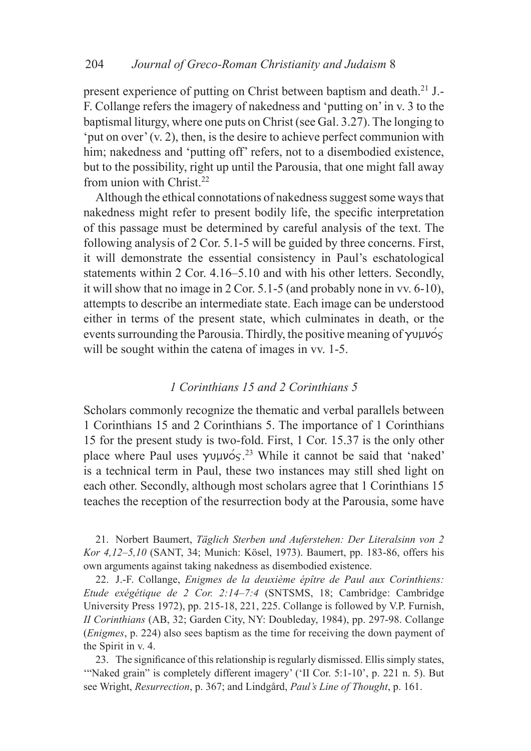present experience of putting on Christ between baptism and death.[21] J.-F. Collange refers the imagery of nakedness and 'putting on' in v. 3 to the baptismal liturgy, where one puts on Christ (see Gal. 3.27). The longing to 'put on over' (v. 2), then, is the desire to achieve perfect communion with him; nakedness and 'putting off' refers, not to a disembodied existence, but to the possibility, right up until the Parousia, that one might fall away from union with Christ.[22]

Although the ethical connotations of nakedness suggest some ways that nakedness might refer to present bodily life, the specific interpretation of this passage must be determined by careful analysis of the text. The following analysis of 2 Cor. 5.1-5 will be guided by three concerns. First, it will demonstrate the essential consistency in Paul's eschatological statements within 2 Cor. 4.16–5.10 and with his other letters. Secondly, it will show that no image in 2 Cor. 5.1-5 (and probably none in vv. 6-10), attempts to describe an intermediate state. Each image can be understood either in terms of the present state, which culminates in death, or the events surrounding the Parousia. Thirdly, the positive meaning of γυμνός will be sought within the catena of images in vv. 1-5.

### *1 Corinthians 15 and 2 Corinthians 5*

Scholars commonly recognize the thematic and verbal parallels between 1 Corinthians 15 and 2 Corinthians 5. The importance of 1 Corinthians 15 for the present study is two-fold. First, 1 Cor. 15.37 is the only other place where Paul uses γυμνός.[23] While it cannot be said that 'naked' is a technical term in Paul, these two instances may still shed light on each other. Secondly, although most scholars agree that 1 Corinthians 15 teaches the reception of the resurrection body at the Parousia, some have

21. Norbert Baumert, *Täglich Sterben und Auferstehen: Der Literalsinn von 2 Kor 4,12–5,10* (SANT, 34; Munich: Kösel, 1973). Baumert, pp. 183-86, offers his own arguments against taking nakedness as disembodied existence.

22. J.-F. Collange, *Enigmes de la deuxième épître de Paul aux Corinthiens: Etude exégétique de 2 Cor. 2:14–7:4* (SNTSMS, 18; Cambridge: Cambridge University Press 1972), pp. 215-18, 221, 225. Collange is followed by V.P. Furnish, *II Corinthians* (AB, 32; Garden City, NY: Doubleday, 1984), pp. 297-98. Collange (*Enigmes*, p. 224) also sees baptism as the time for receiving the down payment of the Spirit in v. 4.

23. The significance of this relationship is regularly dismissed. Ellis simply states, '"Naked grain" is completely different imagery' ('II Cor. 5:1-10', p. 221 n. 5). But see Wright, *Resurrection*, p. 367; and Lindgård, *Paul's Line of Thought*, p. 161.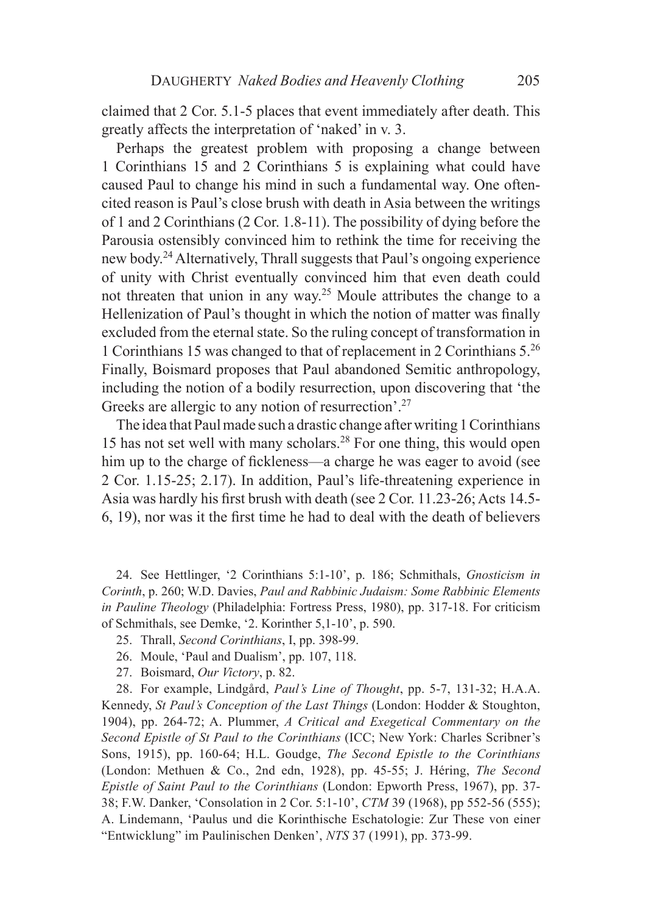claimed that 2 Cor. 5.1-5 places that event immediately after death. This greatly affects the interpretation of 'naked' in v. 3.

Perhaps the greatest problem with proposing a change between 1 Corinthians 15 and 2 Corinthians 5 is explaining what could have caused Paul to change his mind in such a fundamental way. One often-cited reason is Paul's close brush with death in Asia between the writings of 1 and 2 Corinthians (2 Cor. 1.8-11). The possibility of dying before the Parousia ostensibly convinced him to rethink the time for receiving the new body.[24] Alternatively, Thrall suggests that Paul's ongoing experience of unity with Christ eventually convinced him that even death could not threaten that union in any way.[25] Moule attributes the change to a Hellenization of Paul's thought in which the notion of matter was finally excluded from the eternal state. So the ruling concept of transformation in 1 Corinthians 15 was changed to that of replacement in 2 Corinthians 5.[26] Finally, Boismard proposes that Paul abandoned Semitic anthropology, including the notion of a bodily resurrection, upon discovering that 'the Greeks are allergic to any notion of resurrection'.[27]

The idea that Paul made such a drastic change after writing 1 Corinthians 15 has not set well with many scholars.[28] For one thing, this would open him up to the charge of fickleness—a charge he was eager to avoid (see 2 Cor. 1.15-25; 2.17). In addition, Paul's life-threatening experience in Asia was hardly his first brush with death (see 2 Cor. 11.23-26; Acts 14.5-6, 19), nor was it the first time he had to deal with the death of believers

24. See Hettlinger, '2 Corinthians 5:1-10', p. 186; Schmithals, *Gnosticism in Corinth*, p. 260; W.D. Davies, *Paul and Rabbinic Judaism: Some Rabbinic Elements in Pauline Theology* (Philadelphia: Fortress Press, 1980), pp. 317-18. For criticism of Schmithals, see Demke, '2. Korinther 5,1-10', p. 590.

25. Thrall, *Second Corinthians*, I, pp. 398-99.

26. Moule, 'Paul and Dualism', pp. 107, 118.

27. Boismard, *Our Victory*, p. 82.

28. For example, Lindgård, *Paul's Line of Thought*, pp. 5-7, 131-32; H.A.A. Kennedy, *St Paul's Conception of the Last Things* (London: Hodder & Stoughton, 1904), pp. 264-72; A. Plummer, *A Critical and Exegetical Commentary on the Second Epistle of St Paul to the Corinthians* (ICC; New York: Charles Scribner's Sons, 1915), pp. 160-64; H.L. Goudge, *The Second Epistle to the Corinthians* (London: Methuen & Co., 2nd edn, 1928), pp. 45-55; J. Héring, *The Second Epistle of Saint Paul to the Corinthians* (London: Epworth Press, 1967), pp. 37-38; F.W. Danker, 'Consolation in 2 Cor. 5:1-10', *CTM* 39 (1968), pp 552-56 (555); A. Lindemann, 'Paulus und die Korinthische Eschatologie: Zur These von einer "Entwicklung" im Paulinischen Denken', *NTS* 37 (1991), pp. 373-99.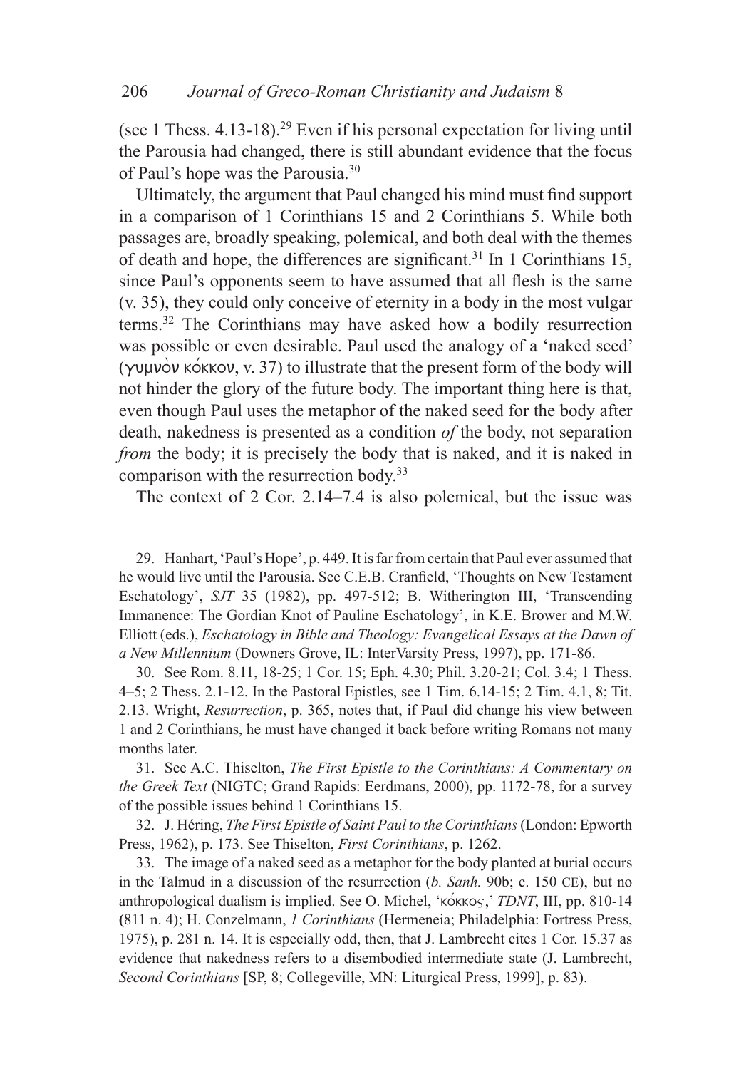(see 1 Thess. 4.13-18).[29] Even if his personal expectation for living until the Parousia had changed, there is still abundant evidence that the focus of Paul's hope was the Parousia.[30]

Ultimately, the argument that Paul changed his mind must find support in a comparison of 1 Corinthians 15 and 2 Corinthians 5. While both passages are, broadly speaking, polemical, and both deal with the themes of death and hope, the differences are significant.[31] In 1 Corinthians 15, since Paul's opponents seem to have assumed that all flesh is the same (v. 35), they could only conceive of eternity in a body in the most vulgar terms.[32] The Corinthians may have asked how a bodily resurrection was possible or even desirable. Paul used the analogy of a 'naked seed' (γυμνὸν κόκκον, v. 37) to illustrate that the present form of the body will not hinder the glory of the future body. The important thing here is that, even though Paul uses the metaphor of the naked seed for the body after death, nakedness is presented as a condition *of* the body, not separation *from* the body; it is precisely the body that is naked, and it is naked in comparison with the resurrection body.[33]

The context of 2 Cor. 2.14–7.4 is also polemical, but the issue was

---

29. Hanhart, 'Paul's Hope', p. 449. It is far from certain that Paul ever assumed that he would live until the Parousia. See C.E.B. Cranfield, 'Thoughts on New Testament Eschatology', *SJT* 35 (1982), pp. 497-512; B. Witherington III, 'Transcending Immanence: The Gordian Knot of Pauline Eschatology', in K.E. Brower and M.W. Elliott (eds.), *Eschatology in Bible and Theology: Evangelical Essays at the Dawn of a New Millennium* (Downers Grove, IL: InterVarsity Press, 1997), pp. 171-86.

30. See Rom. 8.11, 18-25; 1 Cor. 15; Eph. 4.30; Phil. 3.20-21; Col. 3.4; 1 Thess. 4–5; 2 Thess. 2.1-12. In the Pastoral Epistles, see 1 Tim. 6.14-15; 2 Tim. 4.1, 8; Tit. 2.13. Wright, *Resurrection*, p. 365, notes that, if Paul did change his view between 1 and 2 Corinthians, he must have changed it back before writing Romans not many months later.

31. See A.C. Thiselton, *The First Epistle to the Corinthians: A Commentary on the Greek Text* (NIGTC; Grand Rapids: Eerdmans, 2000), pp. 1172-78, for a survey of the possible issues behind 1 Corinthians 15.

32. J. Héring, *The First Epistle of Saint Paul to the Corinthians* (London: Epworth Press, 1962), p. 173. See Thiselton, *First Corinthians*, p. 1262.

33. The image of a naked seed as a metaphor for the body planted at burial occurs in the Talmud in a discussion of the resurrection (*b. Sanh.* 90b; c. 150 CE), but no anthropological dualism is implied. See O. Michel, 'κόκκος,' *TDNT*, III, pp. 810-14 (811 n. 4); H. Conzelmann, *1 Corinthians* (Hermeneia; Philadelphia: Fortress Press, 1975), p. 281 n. 14. It is especially odd, then, that J. Lambrecht cites 1 Cor. 15.37 as evidence that nakedness refers to a disembodied intermediate state (J. Lambrecht, *Second Corinthians* [SP, 8; Collegeville, MN: Liturgical Press, 1999], p. 83).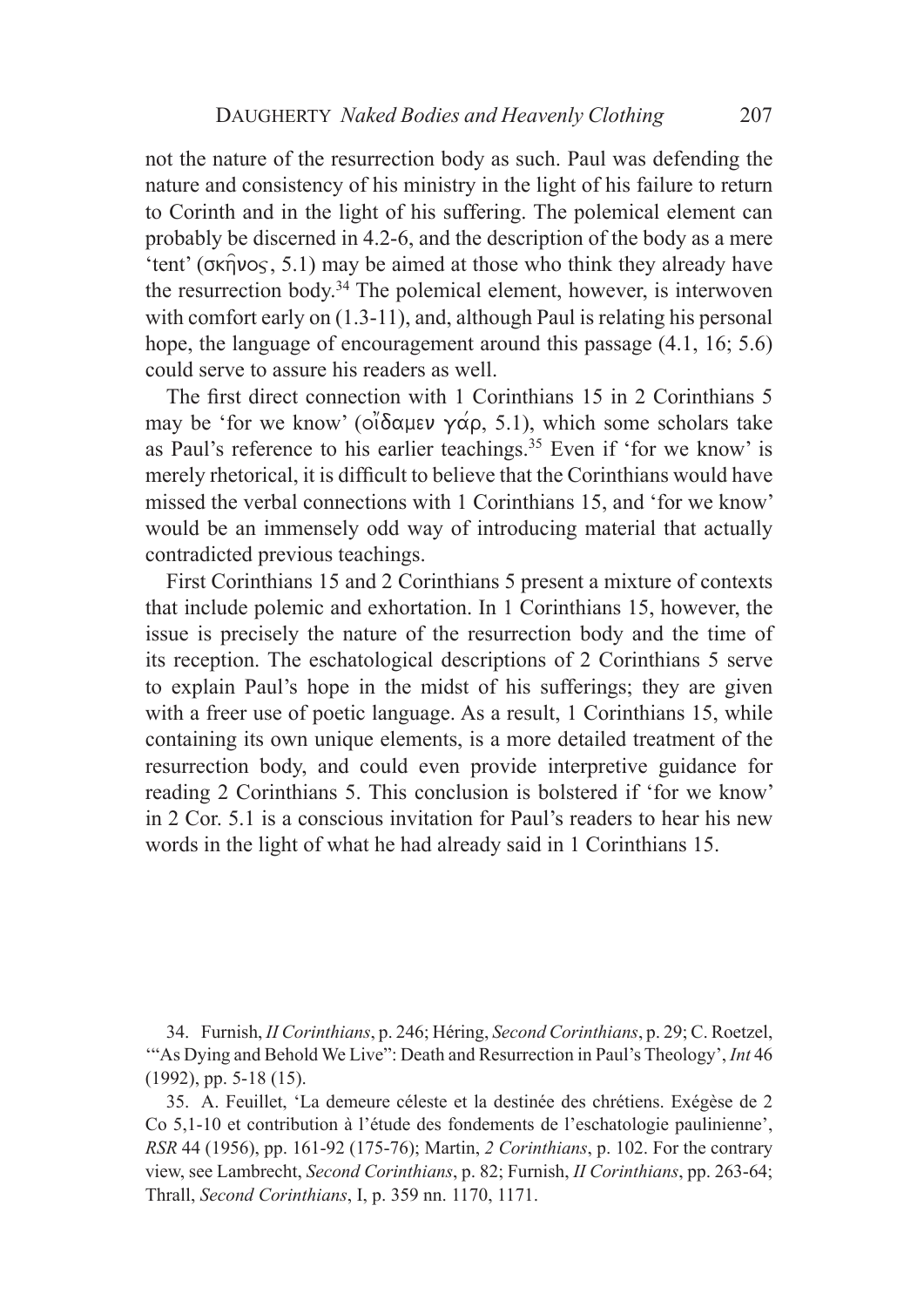not the nature of the resurrection body as such. Paul was defending the nature and consistency of his ministry in the light of his failure to return to Corinth and in the light of his suffering. The polemical element can probably be discerned in 4.2-6, and the description of the body as a mere 'tent' (σκῆνος, 5.1) may be aimed at those who think they already have the resurrection body.[34] The polemical element, however, is interwoven with comfort early on (1.3-11), and, although Paul is relating his personal hope, the language of encouragement around this passage (4.1, 16; 5.6) could serve to assure his readers as well.

The first direct connection with 1 Corinthians 15 in 2 Corinthians 5 may be 'for we know' (οἴδαμεν γάρ, 5.1), which some scholars take as Paul's reference to his earlier teachings.[35] Even if 'for we know' is merely rhetorical, it is difficult to believe that the Corinthians would have missed the verbal connections with 1 Corinthians 15, and 'for we know' would be an immensely odd way of introducing material that actually contradicted previous teachings.

First Corinthians 15 and 2 Corinthians 5 present a mixture of contexts that include polemic and exhortation. In 1 Corinthians 15, however, the issue is precisely the nature of the resurrection body and the time of its reception. The eschatological descriptions of 2 Corinthians 5 serve to explain Paul's hope in the midst of his sufferings; they are given with a freer use of poetic language. As a result, 1 Corinthians 15, while containing its own unique elements, is a more detailed treatment of the resurrection body, and could even provide interpretive guidance for reading 2 Corinthians 5. This conclusion is bolstered if 'for we know' in 2 Cor. 5.1 is a conscious invitation for Paul's readers to hear his new words in the light of what he had already said in 1 Corinthians 15.

34. Furnish, *II Corinthians*, p. 246; Héring, *Second Corinthians*, p. 29; C. Roetzel, '"As Dying and Behold We Live": Death and Resurrection in Paul's Theology', *Int* 46 (1992), pp. 5-18 (15).

35. A. Feuillet, 'La demeure céleste et la destinée des chrétiens. Exégèse de 2 Co 5,1-10 et contribution à l'étude des fondements de l'eschatologie paulinienne', *RSR* 44 (1956), pp. 161-92 (175-76); Martin, *2 Corinthians*, p. 102. For the contrary view, see Lambrecht, *Second Corinthians*, p. 82; Furnish, *II Corinthians*, pp. 263-64; Thrall, *Second Corinthians*, I, p. 359 nn. 1170, 1171.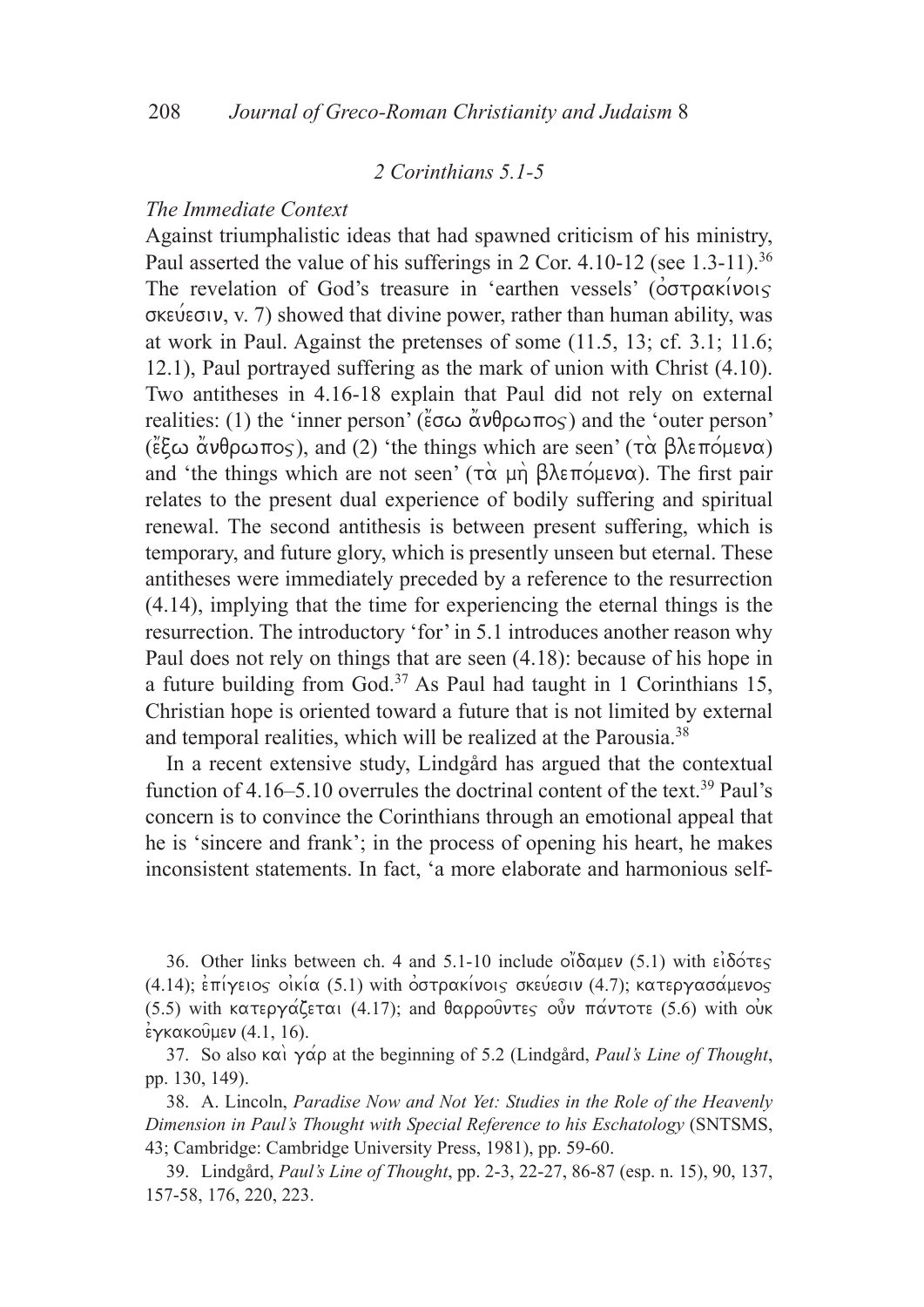*2 Corinthians 5.1-5*

*The Immediate Context*

Against triumphalistic ideas that had spawned criticism of his ministry, Paul asserted the value of his sufferings in 2 Cor. 4.10-12 (see 1.3-11).[36] The revelation of God's treasure in 'earthen vessels' (ὀστρακίνοις σκεύεσιν, v. 7) showed that divine power, rather than human ability, was at work in Paul. Against the pretenses of some (11.5, 13; cf. 3.1; 11.6; 12.1), Paul portrayed suffering as the mark of union with Christ (4.10). Two antitheses in 4.16-18 explain that Paul did not rely on external realities: (1) the 'inner person' (ἔσω ἄνθρωπος) and the 'outer person' (ἔξω ἄνθρωπος), and (2) 'the things which are seen' (τὰ βλεπόμενα) and 'the things which are not seen' (τὰ μὴ βλεπόμενα). The first pair relates to the present dual experience of bodily suffering and spiritual renewal. The second antithesis is between present suffering, which is temporary, and future glory, which is presently unseen but eternal. These antitheses were immediately preceded by a reference to the resurrection (4.14), implying that the time for experiencing the eternal things is the resurrection. The introductory 'for' in 5.1 introduces another reason why Paul does not rely on things that are seen (4.18): because of his hope in a future building from God.[37] As Paul had taught in 1 Corinthians 15, Christian hope is oriented toward a future that is not limited by external and temporal realities, which will be realized at the Parousia.[38]

In a recent extensive study, Lindgård has argued that the contextual function of 4.16–5.10 overrules the doctrinal content of the text.[39] Paul's concern is to convince the Corinthians through an emotional appeal that he is 'sincere and frank'; in the process of opening his heart, he makes inconsistent statements. In fact, 'a more elaborate and harmonious self-

36. Other links between ch. 4 and 5.1-10 include οἴδαμεν (5.1) with εἰδότες (4.14); ἐπίγειος οἰκία (5.1) with ὀστρακίνοις σκεύεσιν (4.7); κατεργασάμενος (5.5) with κατεργάζεται (4.17); and θαρροῦντες οὖν πάντοτε (5.6) with οὐκ ἐγκακοῦμεν (4.1, 16).

37. So also καὶ γάρ at the beginning of 5.2 (Lindgård, *Paul's Line of Thought*, pp. 130, 149).

38. A. Lincoln, *Paradise Now and Not Yet: Studies in the Role of the Heavenly Dimension in Paul's Thought with Special Reference to his Eschatology* (SNTSMS, 43; Cambridge: Cambridge University Press, 1981), pp. 59-60.

39. Lindgård, *Paul's Line of Thought*, pp. 2-3, 22-27, 86-87 (esp. n. 15), 90, 137, 157-58, 176, 220, 223.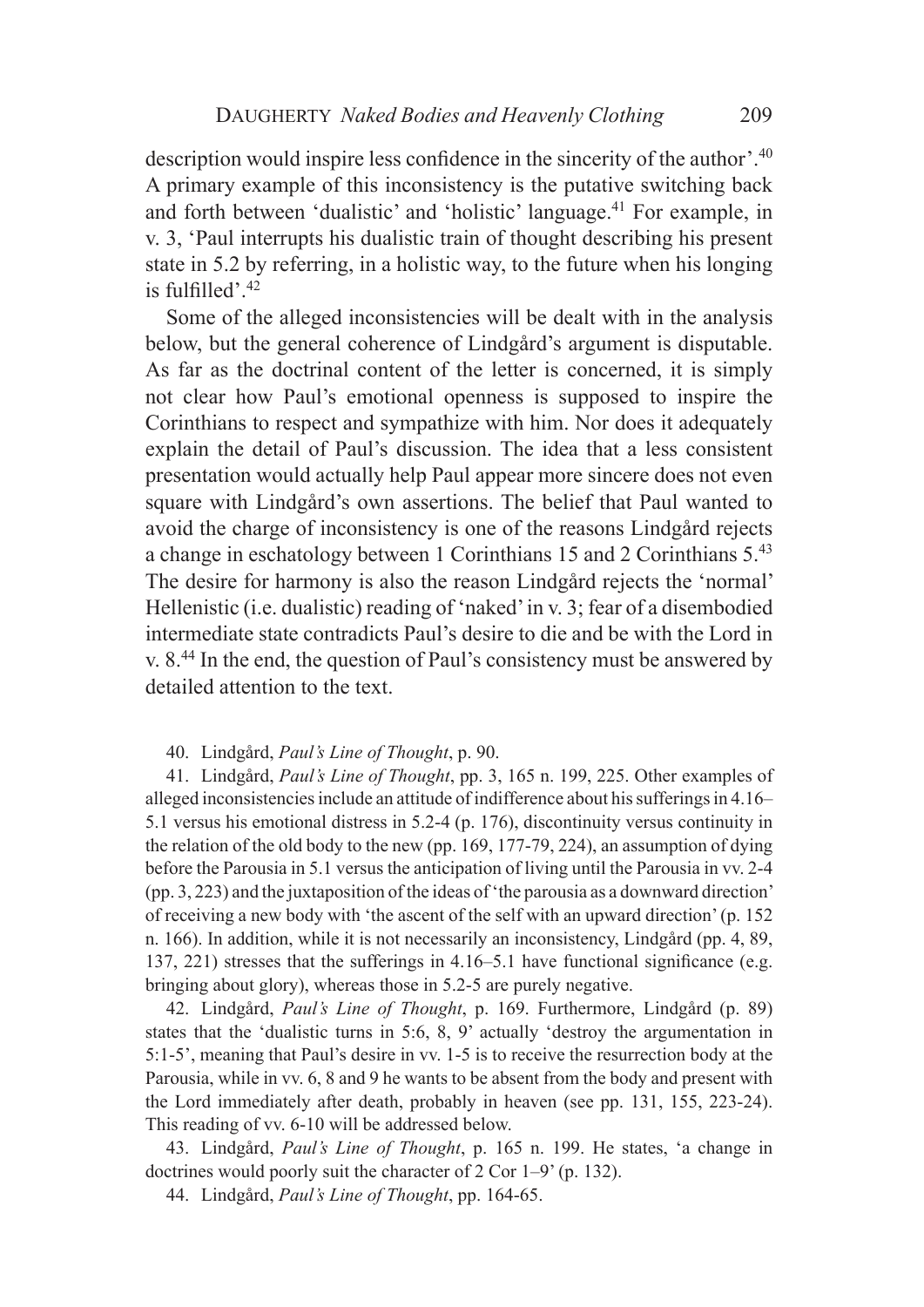description would inspire less confidence in the sincerity of the author'.[40] A primary example of this inconsistency is the putative switching back and forth between 'dualistic' and 'holistic' language.[41] For example, in v. 3, 'Paul interrupts his dualistic train of thought describing his present state in 5.2 by referring, in a holistic way, to the future when his longing is fulfilled'.[42]

Some of the alleged inconsistencies will be dealt with in the analysis below, but the general coherence of Lindgård's argument is disputable. As far as the doctrinal content of the letter is concerned, it is simply not clear how Paul's emotional openness is supposed to inspire the Corinthians to respect and sympathize with him. Nor does it adequately explain the detail of Paul's discussion. The idea that a less consistent presentation would actually help Paul appear more sincere does not even square with Lindgård's own assertions. The belief that Paul wanted to avoid the charge of inconsistency is one of the reasons Lindgård rejects a change in eschatology between 1 Corinthians 15 and 2 Corinthians 5.[43] The desire for harmony is also the reason Lindgård rejects the 'normal' Hellenistic (i.e. dualistic) reading of 'naked' in v. 3; fear of a disembodied intermediate state contradicts Paul's desire to die and be with the Lord in v. 8.[44] In the end, the question of Paul's consistency must be answered by detailed attention to the text.

40. Lindgård, *Paul's Line of Thought*, p. 90.

41. Lindgård, *Paul's Line of Thought*, pp. 3, 165 n. 199, 225. Other examples of alleged inconsistencies include an attitude of indifference about his sufferings in 4.16–5.1 versus his emotional distress in 5.2-4 (p. 176), discontinuity versus continuity in the relation of the old body to the new (pp. 169, 177-79, 224), an assumption of dying before the Parousia in 5.1 versus the anticipation of living until the Parousia in vv. 2-4 (pp. 3, 223) and the juxtaposition of the ideas of 'the parousia as a downward direction' of receiving a new body with 'the ascent of the self with an upward direction' (p. 152 n. 166). In addition, while it is not necessarily an inconsistency, Lindgård (pp. 4, 89, 137, 221) stresses that the sufferings in 4.16–5.1 have functional significance (e.g. bringing about glory), whereas those in 5.2-5 are purely negative.

42. Lindgård, *Paul's Line of Thought*, p. 169. Furthermore, Lindgård (p. 89) states that the 'dualistic turns in 5:6, 8, 9' actually 'destroy the argumentation in 5:1-5', meaning that Paul's desire in vv. 1-5 is to receive the resurrection body at the Parousia, while in vv. 6, 8 and 9 he wants to be absent from the body and present with the Lord immediately after death, probably in heaven (see pp. 131, 155, 223-24). This reading of vv. 6-10 will be addressed below.

43. Lindgård, *Paul's Line of Thought*, p. 165 n. 199. He states, 'a change in doctrines would poorly suit the character of 2 Cor 1–9' (p. 132).

44. Lindgård, *Paul's Line of Thought*, pp. 164-65.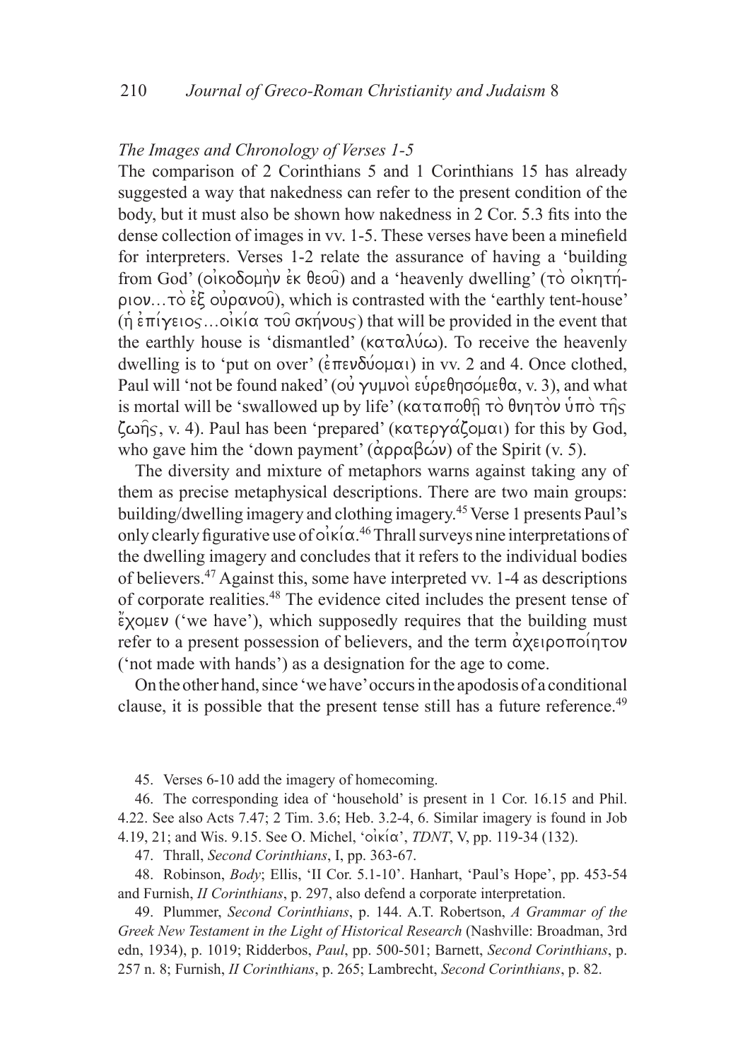### *The Images and Chronology of Verses 1-5*

The comparison of 2 Corinthians 5 and 1 Corinthians 15 has already suggested a way that nakedness can refer to the present condition of the body, but it must also be shown how nakedness in 2 Cor. 5.3 fits into the dense collection of images in vv. 1-5. These verses have been a minefield for interpreters. Verses 1-2 relate the assurance of having a 'building from God' (οἰκοδομὴν ἐκ θεοῦ) and a 'heavenly dwelling' (τὸ οἰκητήριον…τὸ ἐξ οὐρανοῦ), which is contrasted with the 'earthly tent-house' (ἡ ἐπίγειος…οἰκία τοῦ σκήνους) that will be provided in the event that the earthly house is 'dismantled' (καταλύω). To receive the heavenly dwelling is to 'put on over' (ἐπενδύομαι) in vv. 2 and 4. Once clothed, Paul will 'not be found naked' (οὐ γυμνοὶ εὑρεθησόμεθα, v. 3), and what is mortal will be 'swallowed up by life' (καταποθῇ τὸ θνητὸν ὑπὸ τῆς ζωῆς, v. 4). Paul has been 'prepared' (κατεργάζομαι) for this by God, who gave him the 'down payment' (ἀρραβών) of the Spirit (v. 5).

The diversity and mixture of metaphors warns against taking any of them as precise metaphysical descriptions. There are two main groups: building/dwelling imagery and clothing imagery.[45] Verse 1 presents Paul's only clearly figurative use of οἰκία.[46] Thrall surveys nine interpretations of the dwelling imagery and concludes that it refers to the individual bodies of believers.[47] Against this, some have interpreted vv. 1-4 as descriptions of corporate realities.[48] The evidence cited includes the present tense of ἔχομεν ('we have'), which supposedly requires that the building must refer to a present possession of believers, and the term ἀχειροποίητον ('not made with hands') as a designation for the age to come.

On the other hand, since 'we have' occurs in the apodosis of a conditional clause, it is possible that the present tense still has a future reference.[49]

45. Verses 6-10 add the imagery of homecoming.

46. The corresponding idea of 'household' is present in 1 Cor. 16.15 and Phil. 4.22. See also Acts 7.47; 2 Tim. 3.6; Heb. 3.2-4, 6. Similar imagery is found in Job 4.19, 21; and Wis. 9.15. See O. Michel, 'οἰκία', *TDNT*, V, pp. 119-34 (132).

47. Thrall, *Second Corinthians*, I, pp. 363-67.

48. Robinson, *Body*; Ellis, 'II Cor. 5.1-10'. Hanhart, 'Paul's Hope', pp. 453-54 and Furnish, *II Corinthians*, p. 297, also defend a corporate interpretation.

49. Plummer, *Second Corinthians*, p. 144. A.T. Robertson, *A Grammar of the Greek New Testament in the Light of Historical Research* (Nashville: Broadman, 3rd edn, 1934), p. 1019; Ridderbos, *Paul*, pp. 500-501; Barnett, *Second Corinthians*, p. 257 n. 8; Furnish, *II Corinthians*, p. 265; Lambrecht, *Second Corinthians*, p. 82.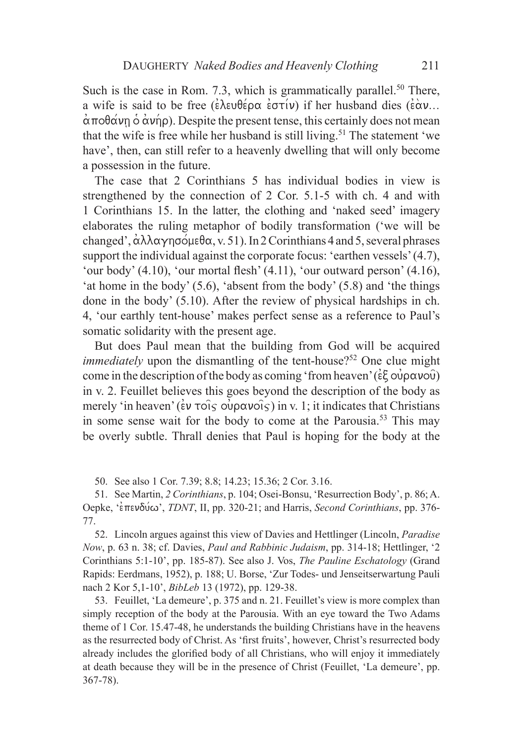Such is the case in Rom. 7.3, which is grammatically parallel.[50] There, a wife is said to be free (ἐλευθέρα ἐστίν) if her husband dies (ἐὰν… ἀποθάνῃ ὁ ἀνήρ). Despite the present tense, this certainly does not mean that the wife is free while her husband is still living.[51] The statement 'we have', then, can still refer to a heavenly dwelling that will only become a possession in the future.

The case that 2 Corinthians 5 has individual bodies in view is strengthened by the connection of 2 Cor. 5.1-5 with ch. 4 and with 1 Corinthians 15. In the latter, the clothing and 'naked seed' imagery elaborates the ruling metaphor of bodily transformation ('we will be changed', ἀλλαγησόμεθα, v. 51). In 2 Corinthians 4 and 5, several phrases support the individual against the corporate focus: 'earthen vessels' (4.7), 'our body' (4.10), 'our mortal flesh' (4.11), 'our outward person' (4.16), 'at home in the body' (5.6), 'absent from the body' (5.8) and 'the things done in the body' (5.10). After the review of physical hardships in ch. 4, 'our earthly tent-house' makes perfect sense as a reference to Paul's somatic solidarity with the present age.

But does Paul mean that the building from God will be acquired *immediately* upon the dismantling of the tent-house?[52] One clue might come in the description of the body as coming 'from heaven' (ἐξ οὐρανοῦ) in v. 2. Feuillet believes this goes beyond the description of the body as merely 'in heaven' (ἐν τοῖς οὐρανοῖς) in v. 1; it indicates that Christians in some sense wait for the body to come at the Parousia.[53] This may be overly subtle. Thrall denies that Paul is hoping for the body at the

50. See also 1 Cor. 7.39; 8.8; 14.23; 15.36; 2 Cor. 3.16.

51. See Martin, *2 Corinthians*, p. 104; Osei-Bonsu, 'Resurrection Body', p. 86; A. Oepke, 'ἐπενδύω', *TDNT*, II, pp. 320-21; and Harris, *Second Corinthians*, pp. 376-77.

52. Lincoln argues against this view of Davies and Hettlinger (Lincoln, *Paradise Now*, p. 63 n. 38; cf. Davies, *Paul and Rabbinic Judaism*, pp. 314-18; Hettlinger, '2 Corinthians 5:1-10', pp. 185-87). See also J. Vos, *The Pauline Eschatology* (Grand Rapids: Eerdmans, 1952), p. 188; U. Borse, 'Zur Todes- und Jenseitserwartung Pauli nach 2 Kor 5,1-10', *BibLeb* 13 (1972), pp. 129-38.

53. Feuillet, 'La demeure', p. 375 and n. 21. Feuillet's view is more complex than simply reception of the body at the Parousia. With an eye toward the Two Adams theme of 1 Cor. 15.47-48, he understands the building Christians have in the heavens as the resurrected body of Christ. As 'first fruits', however, Christ's resurrected body already includes the glorified body of all Christians, who will enjoy it immediately at death because they will be in the presence of Christ (Feuillet, 'La demeure', pp. 367-78).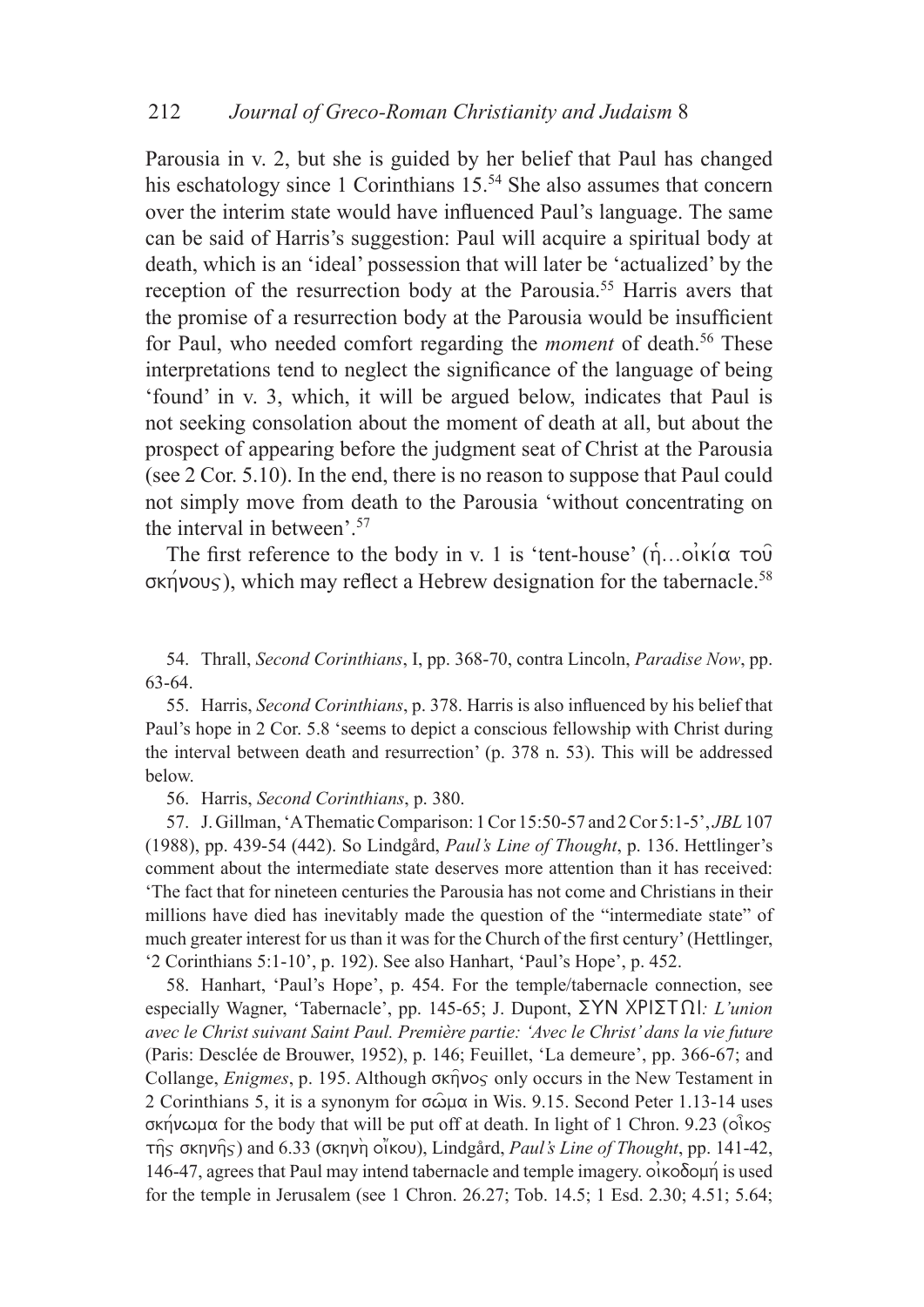Parousia in v. 2, but she is guided by her belief that Paul has changed his eschatology since 1 Corinthians 15.[54] She also assumes that concern over the interim state would have influenced Paul's language. The same can be said of Harris's suggestion: Paul will acquire a spiritual body at death, which is an 'ideal' possession that will later be 'actualized' by the reception of the resurrection body at the Parousia.[55] Harris avers that the promise of a resurrection body at the Parousia would be insufficient for Paul, who needed comfort regarding the *moment* of death.[56] These interpretations tend to neglect the significance of the language of being 'found' in v. 3, which, it will be argued below, indicates that Paul is not seeking consolation about the moment of death at all, but about the prospect of appearing before the judgment seat of Christ at the Parousia (see 2 Cor. 5.10). In the end, there is no reason to suppose that Paul could not simply move from death to the Parousia 'without concentrating on the interval in between'.[57]

The first reference to the body in v. 1 is 'tent-house' (ἡ…οἰκία τοῦ σκήνους), which may reflect a Hebrew designation for the tabernacle.[58]

54. Thrall, *Second Corinthians*, I, pp. 368-70, contra Lincoln, *Paradise Now*, pp. 63-64.

55. Harris, *Second Corinthians*, p. 378. Harris is also influenced by his belief that Paul's hope in 2 Cor. 5.8 'seems to depict a conscious fellowship with Christ during the interval between death and resurrection' (p. 378 n. 53). This will be addressed below.

56. Harris, *Second Corinthians*, p. 380.

57. J. Gillman, 'A Thematic Comparison: 1 Cor 15:50-57 and 2 Cor 5:1-5', *JBL* 107 (1988), pp. 439-54 (442). So Lindgård, *Paul's Line of Thought*, p. 136. Hettlinger's comment about the intermediate state deserves more attention than it has received: 'The fact that for nineteen centuries the Parousia has not come and Christians in their millions have died has inevitably made the question of the "intermediate state" of much greater interest for us than it was for the Church of the first century' (Hettlinger, '2 Corinthians 5:1-10', p. 192). See also Hanhart, 'Paul's Hope', p. 452.

58. Hanhart, 'Paul's Hope', p. 454. For the temple/tabernacle connection, see especially Wagner, 'Tabernacle', pp. 145-65; J. Dupont, ΣΥΝ ΧΡΙΣΤΩΙ*: L'union avec le Christ suivant Saint Paul. Première partie: 'Avec le Christ' dans la vie future* (Paris: Desclée de Brouwer, 1952), p. 146; Feuillet, 'La demeure', pp. 366-67; and Collange, *Enigmes*, p. 195. Although σκῆνος only occurs in the New Testament in 2 Corinthians 5, it is a synonym for σῶμα in Wis. 9.15. Second Peter 1.13-14 uses σκήνωμα for the body that will be put off at death. In light of 1 Chron. 9.23 (οἶκος τῆς σκηνῆς) and 6.33 (σκηνὴ οἴκου), Lindgård, *Paul's Line of Thought*, pp. 141-42, 146-47, agrees that Paul may intend tabernacle and temple imagery. οἰκοδομή is used for the temple in Jerusalem (see 1 Chron. 26.27; Tob. 14.5; 1 Esd. 2.30; 4.51; 5.64;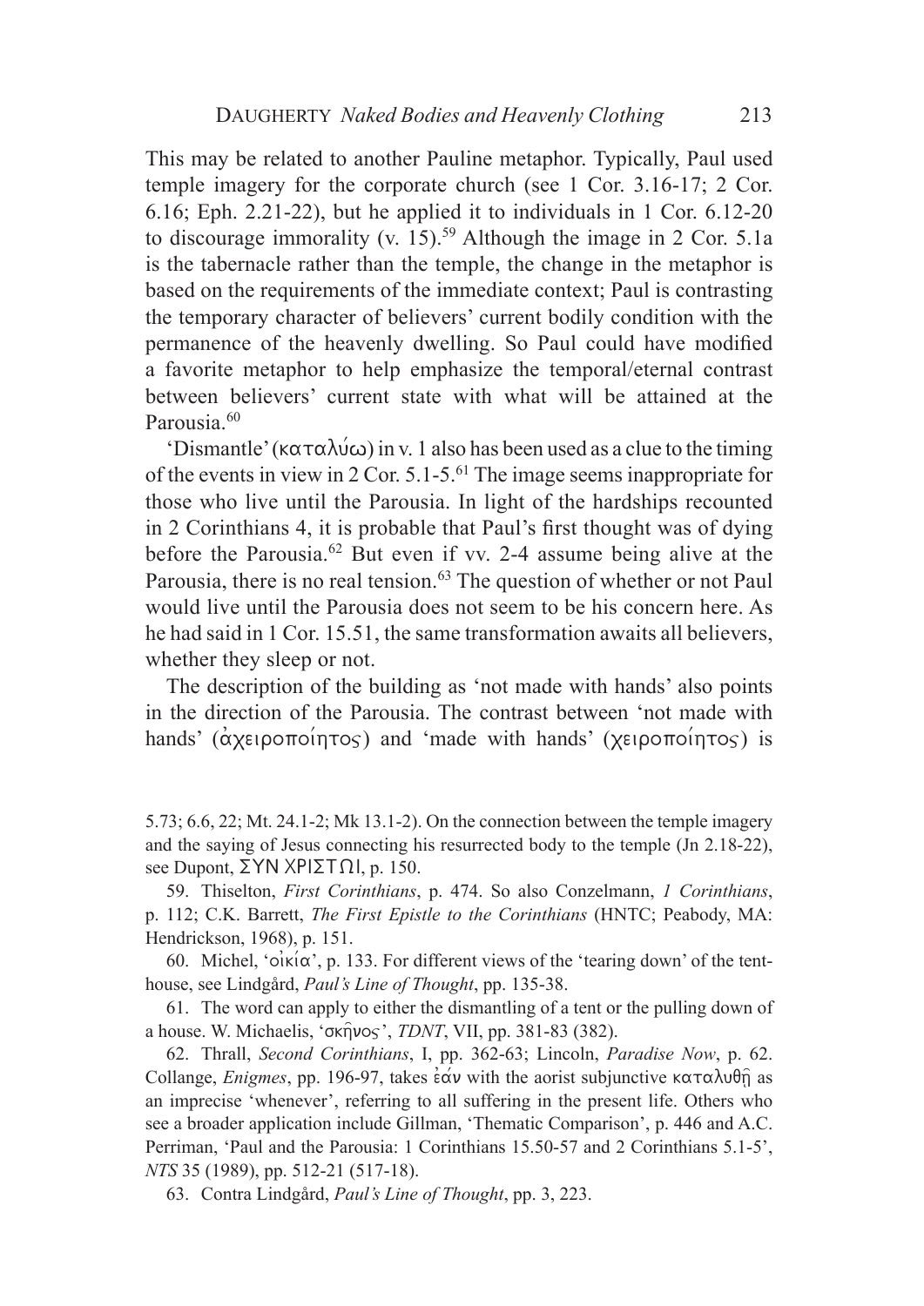This may be related to another Pauline metaphor. Typically, Paul used temple imagery for the corporate church (see 1 Cor. 3.16-17; 2 Cor. 6.16; Eph. 2.21-22), but he applied it to individuals in 1 Cor. 6.12-20 to discourage immorality (v. 15).[59] Although the image in 2 Cor. 5.1a is the tabernacle rather than the temple, the change in the metaphor is based on the requirements of the immediate context; Paul is contrasting the temporary character of believers' current bodily condition with the permanence of the heavenly dwelling. So Paul could have modified a favorite metaphor to help emphasize the temporal/eternal contrast between believers' current state with what will be attained at the Parousia.[60]

'Dismantle' (καταλύω) in v. 1 also has been used as a clue to the timing of the events in view in 2 Cor. 5.1-5.[61] The image seems inappropriate for those who live until the Parousia. In light of the hardships recounted in 2 Corinthians 4, it is probable that Paul's first thought was of dying before the Parousia.[62] But even if vv. 2-4 assume being alive at the Parousia, there is no real tension.[63] The question of whether or not Paul would live until the Parousia does not seem to be his concern here. As he had said in 1 Cor. 15.51, the same transformation awaits all believers, whether they sleep or not.

The description of the building as 'not made with hands' also points in the direction of the Parousia. The contrast between 'not made with hands' (ἀχειροποίητος) and 'made with hands' (χειροποίητος) is

---

5.73; 6.6, 22; Mt. 24.1-2; Mk 13.1-2). On the connection between the temple imagery and the saying of Jesus connecting his resurrected body to the temple (Jn 2.18-22), see Dupont, ΣΥΝ ΧΡΙΣΤΩΙ, p. 150.

59. Thiselton, *First Corinthians*, p. 474. So also Conzelmann, *1 Corinthians*, p. 112; C.K. Barrett, *The First Epistle to the Corinthians* (HNTC; Peabody, MA: Hendrickson, 1968), p. 151.

60. Michel, 'οἰκία', p. 133. For different views of the 'tearing down' of the tent-house, see Lindgård, *Paul's Line of Thought*, pp. 135-38.

61. The word can apply to either the dismantling of a tent or the pulling down of a house. W. Michaelis, 'σκῆνος', *TDNT*, VII, pp. 381-83 (382).

62. Thrall, *Second Corinthians*, I, pp. 362-63; Lincoln, *Paradise Now*, p. 62. Collange, *Enigmes*, pp. 196-97, takes ἐάν with the aorist subjunctive καταλυθῇ as an imprecise 'whenever', referring to all suffering in the present life. Others who see a broader application include Gillman, 'Thematic Comparison', p. 446 and A.C. Perriman, 'Paul and the Parousia: 1 Corinthians 15.50-57 and 2 Corinthians 5.1-5', *NTS* 35 (1989), pp. 512-21 (517-18).

63. Contra Lindgård, *Paul's Line of Thought*, pp. 3, 223.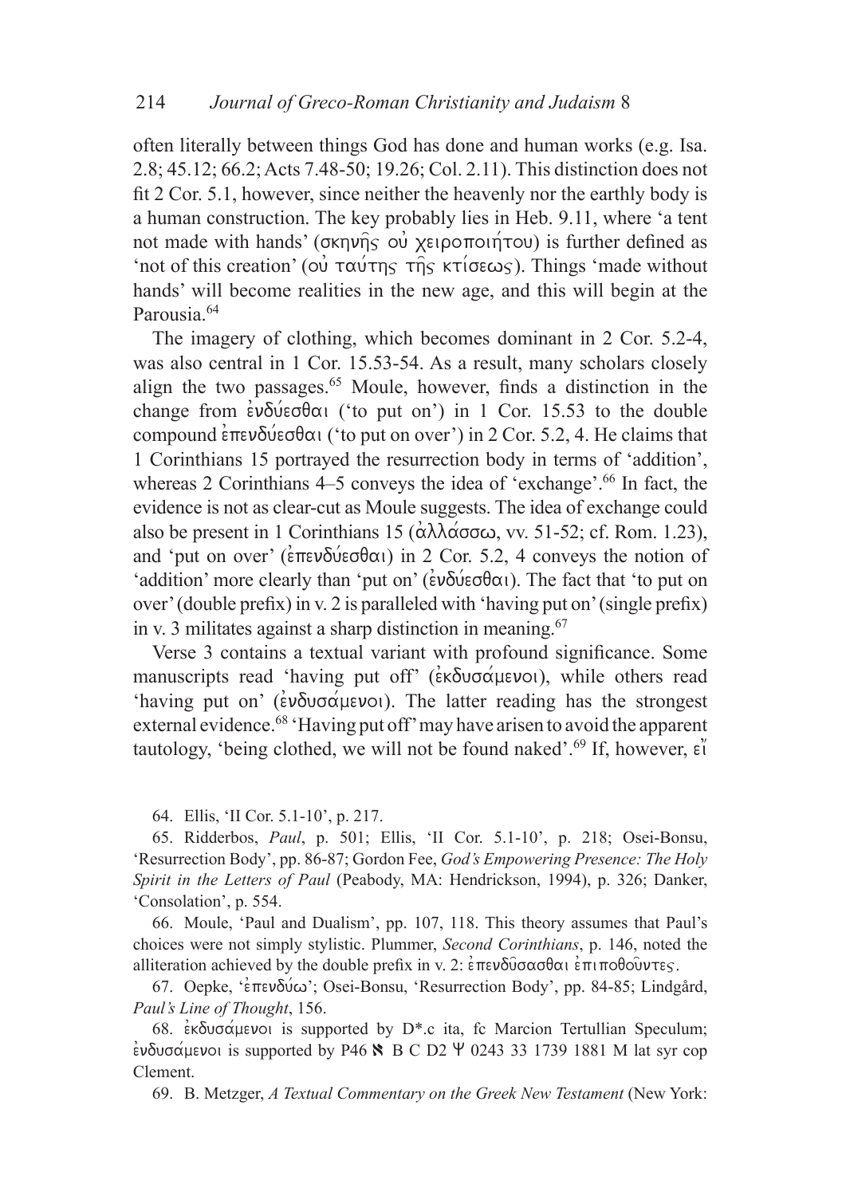often literally between things God has done and human works (e.g. Isa. 2.8; 45.12; 66.2; Acts 7.48-50; 19.26; Col. 2.11). This distinction does not fit 2 Cor. 5.1, however, since neither the heavenly nor the earthly body is a human construction. The key probably lies in Heb. 9.11, where 'a tent not made with hands' (σκηνῆς οὐ χειροποιήτου) is further defined as 'not of this creation' (οὐ ταύτης τῆς κτίσεως). Things 'made without hands' will become realities in the new age, and this will begin at the Parousia.[64]

The imagery of clothing, which becomes dominant in 2 Cor. 5.2-4, was also central in 1 Cor. 15.53-54. As a result, many scholars closely align the two passages.[65] Moule, however, finds a distinction in the change from ἐνδύεσθαι ('to put on') in 1 Cor. 15.53 to the double compound ἐπενδύεσθαι ('to put on over') in 2 Cor. 5.2, 4. He claims that 1 Corinthians 15 portrayed the resurrection body in terms of 'addition', whereas 2 Corinthians 4–5 conveys the idea of 'exchange'.[66] In fact, the evidence is not as clear-cut as Moule suggests. The idea of exchange could also be present in 1 Corinthians 15 (ἀλλάσσω, vv. 51-52; cf. Rom. 1.23), and 'put on over' (ἐπενδύεσθαι) in 2 Cor. 5.2, 4 conveys the notion of 'addition' more clearly than 'put on' (ἐνδύεσθαι). The fact that 'to put on over' (double prefix) in v. 2 is paralleled with 'having put on' (single prefix) in v. 3 militates against a sharp distinction in meaning.[67]

Verse 3 contains a textual variant with profound significance. Some manuscripts read 'having put off' (ἐκδυσάμενοι), while others read 'having put on' (ἐνδυσάμενοι). The latter reading has the strongest external evidence.[68] 'Having put off' may have arisen to avoid the apparent tautology, 'being clothed, we will not be found naked'.[69] If, however, εἴ

64. Ellis, 'II Cor. 5.1-10', p. 217.

65. Ridderbos, *Paul*, p. 501; Ellis, 'II Cor. 5.1-10', p. 218; Osei-Bonsu, 'Resurrection Body', pp. 86-87; Gordon Fee, *God's Empowering Presence: The Holy Spirit in the Letters of Paul* (Peabody, MA: Hendrickson, 1994), p. 326; Danker, 'Consolation', p. 554.

66. Moule, 'Paul and Dualism', pp. 107, 118. This theory assumes that Paul's choices were not simply stylistic. Plummer, *Second Corinthians*, p. 146, noted the alliteration achieved by the double prefix in v. 2: ἐπενδῦσασθαι ἐπιποθοῦντες.

67. Oepke, 'ἐπενδύω'; Osei-Bonsu, 'Resurrection Body', pp. 84-85; Lindgård, *Paul's Line of Thought*, 156.

68. ἐκδυσάμενοι is supported by D*.c ita, fc Marcion Tertullian Speculum; ἐνδυσάμενοι is supported by P46 ℵ B C D2 Ψ 0243 33 1739 1881 M lat syr cop Clement.

69. B. Metzger, *A Textual Commentary on the Greek New Testament* (New York: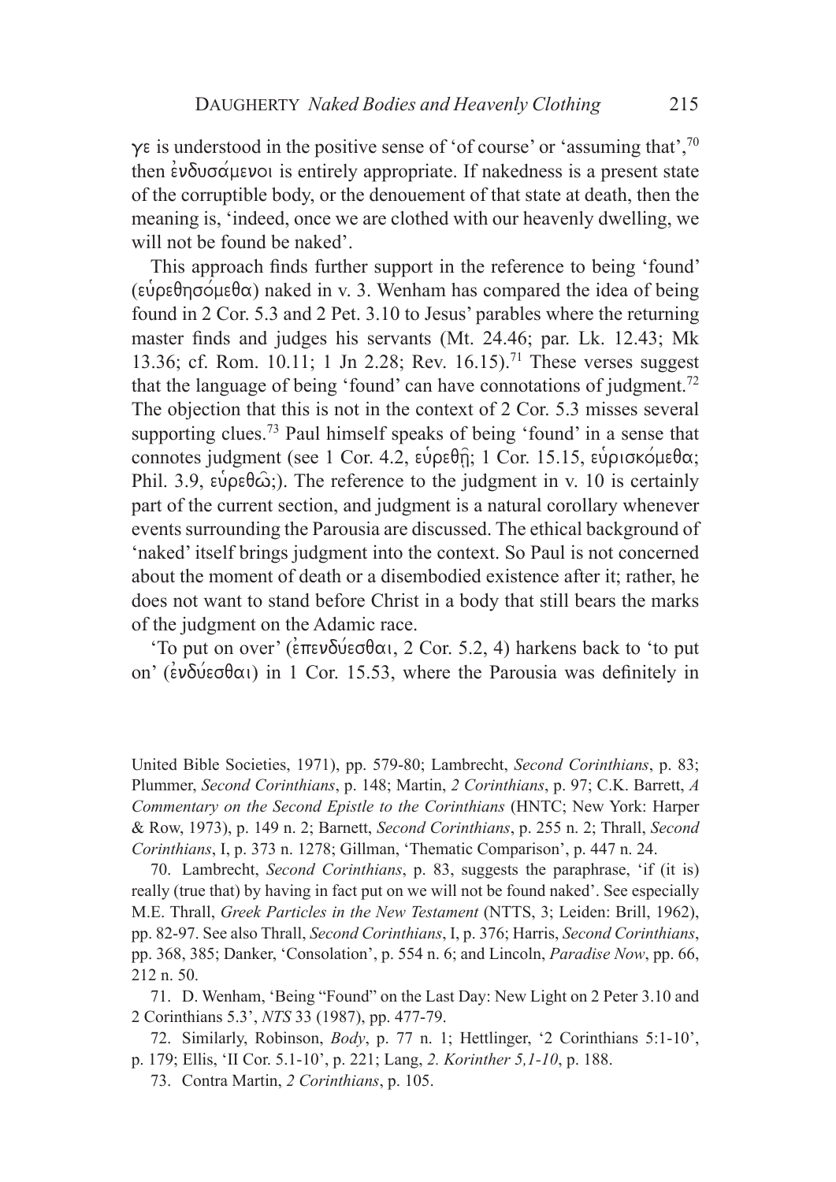γε is understood in the positive sense of 'of course' or 'assuming that',[70] then ἐνδυσάμενοι is entirely appropriate. If nakedness is a present state of the corruptible body, or the denouement of that state at death, then the meaning is, 'indeed, once we are clothed with our heavenly dwelling, we will not be found be naked'.

This approach finds further support in the reference to being 'found' (εὑρεθησόμεθα) naked in v. 3. Wenham has compared the idea of being found in 2 Cor. 5.3 and 2 Pet. 3.10 to Jesus' parables where the returning master finds and judges his servants (Mt. 24.46; par. Lk. 12.43; Mk 13.36; cf. Rom. 10.11; 1 Jn 2.28; Rev. 16.15).[71] These verses suggest that the language of being 'found' can have connotations of judgment.[72] The objection that this is not in the context of 2 Cor. 5.3 misses several supporting clues.[73] Paul himself speaks of being 'found' in a sense that connotes judgment (see 1 Cor. 4.2, εὑρεθῇ; 1 Cor. 15.15, εὑρισκόμεθα; Phil. 3.9, εὑρεθῶ;). The reference to the judgment in v. 10 is certainly part of the current section, and judgment is a natural corollary whenever events surrounding the Parousia are discussed. The ethical background of 'naked' itself brings judgment into the context. So Paul is not concerned about the moment of death or a disembodied existence after it; rather, he does not want to stand before Christ in a body that still bears the marks of the judgment on the Adamic race.

'To put on over' (ἐπενδύεσθαι, 2 Cor. 5.2, 4) harkens back to 'to put on' (ἐνδύεσθαι) in 1 Cor. 15.53, where the Parousia was definitely in

United Bible Societies, 1971), pp. 579-80; Lambrecht, *Second Corinthians*, p. 83; Plummer, *Second Corinthians*, p. 148; Martin, *2 Corinthians*, p. 97; C.K. Barrett, *A Commentary on the Second Epistle to the Corinthians* (HNTC; New York: Harper & Row, 1973), p. 149 n. 2; Barnett, *Second Corinthians*, p. 255 n. 2; Thrall, *Second Corinthians*, I, p. 373 n. 1278; Gillman, 'Thematic Comparison', p. 447 n. 24.

70. Lambrecht, *Second Corinthians*, p. 83, suggests the paraphrase, 'if (it is) really (true that) by having in fact put on we will not be found naked'. See especially M.E. Thrall, *Greek Particles in the New Testament* (NTTS, 3; Leiden: Brill, 1962), pp. 82-97. See also Thrall, *Second Corinthians*, I, p. 376; Harris, *Second Corinthians*, pp. 368, 385; Danker, 'Consolation', p. 554 n. 6; and Lincoln, *Paradise Now*, pp. 66, 212 n. 50.

71. D. Wenham, 'Being "Found" on the Last Day: New Light on 2 Peter 3.10 and 2 Corinthians 5.3', *NTS* 33 (1987), pp. 477-79.

72. Similarly, Robinson, *Body*, p. 77 n. 1; Hettlinger, '2 Corinthians 5:1-10', p. 179; Ellis, 'II Cor. 5.1-10', p. 221; Lang, *2. Korinther 5,1-10*, p. 188.

73. Contra Martin, *2 Corinthians*, p. 105.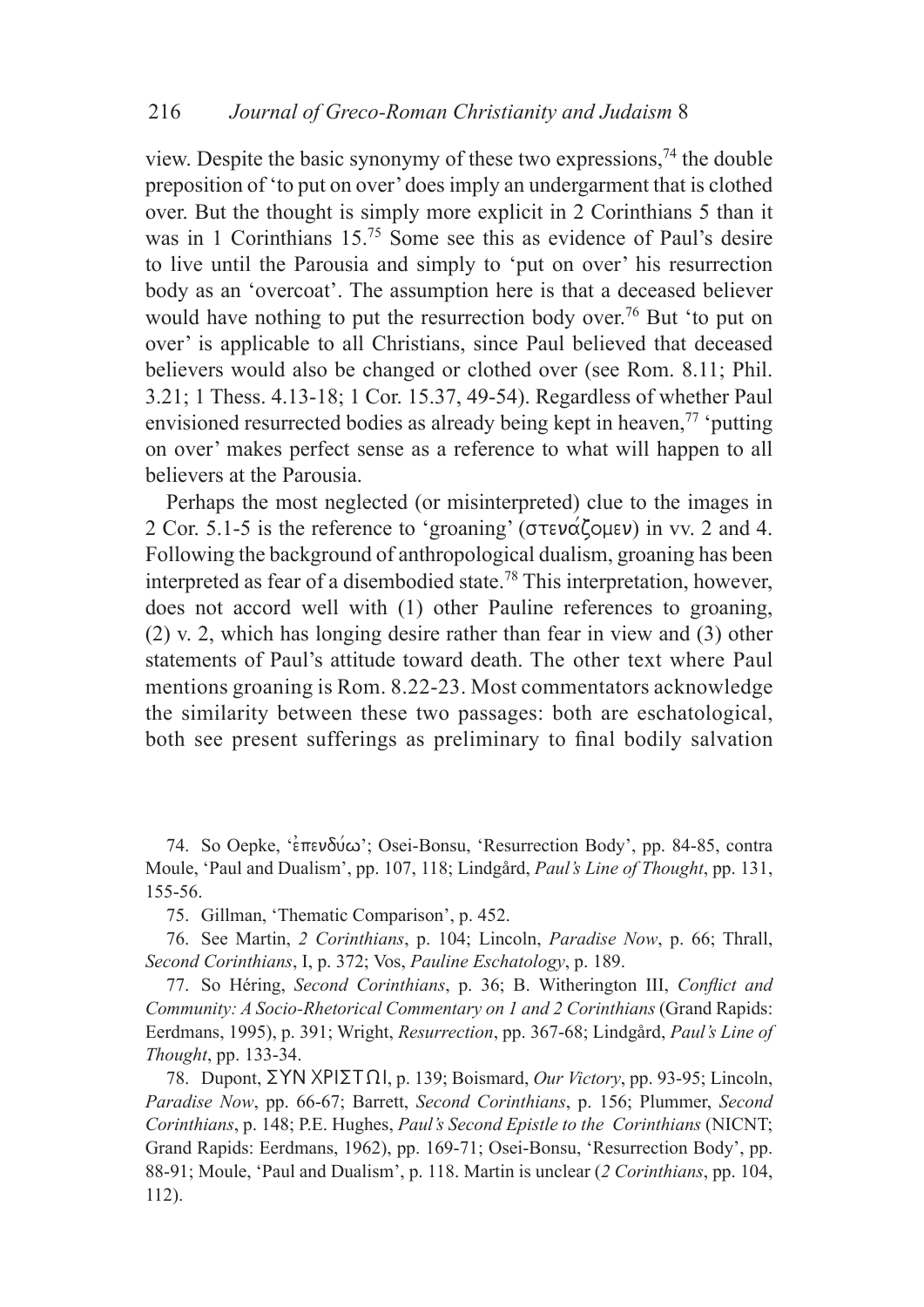view. Despite the basic synonymy of these two expressions,[74] the double preposition of 'to put on over' does imply an undergarment that is clothed over. But the thought is simply more explicit in 2 Corinthians 5 than it was in 1 Corinthians 15.[75] Some see this as evidence of Paul's desire to live until the Parousia and simply to 'put on over' his resurrection body as an 'overcoat'. The assumption here is that a deceased believer would have nothing to put the resurrection body over.[76] But 'to put on over' is applicable to all Christians, since Paul believed that deceased believers would also be changed or clothed over (see Rom. 8.11; Phil. 3.21; 1 Thess. 4.13-18; 1 Cor. 15.37, 49-54). Regardless of whether Paul envisioned resurrected bodies as already being kept in heaven,[77] 'putting on over' makes perfect sense as a reference to what will happen to all believers at the Parousia.

Perhaps the most neglected (or misinterpreted) clue to the images in 2 Cor. 5.1-5 is the reference to 'groaning' (στενάζομεν) in vv. 2 and 4. Following the background of anthropological dualism, groaning has been interpreted as fear of a disembodied state.[78] This interpretation, however, does not accord well with (1) other Pauline references to groaning, (2) v. 2, which has longing desire rather than fear in view and (3) other statements of Paul's attitude toward death. The other text where Paul mentions groaning is Rom. 8.22-23. Most commentators acknowledge the similarity between these two passages: both are eschatological, both see present sufferings as preliminary to final bodily salvation

74. So Oepke, 'ἐπενδύω'; Osei-Bonsu, 'Resurrection Body', pp. 84-85, contra Moule, 'Paul and Dualism', pp. 107, 118; Lindgård, *Paul's Line of Thought*, pp. 131, 155-56.

75. Gillman, 'Thematic Comparison', p. 452.

76. See Martin, *2 Corinthians*, p. 104; Lincoln, *Paradise Now*, p. 66; Thrall, *Second Corinthians*, I, p. 372; Vos, *Pauline Eschatology*, p. 189.

77. So Héring, *Second Corinthians*, p. 36; B. Witherington III, *Conflict and Community: A Socio-Rhetorical Commentary on 1 and 2 Corinthians* (Grand Rapids: Eerdmans, 1995), p. 391; Wright, *Resurrection*, pp. 367-68; Lindgård, *Paul's Line of Thought*, pp. 133-34.

78. Dupont, ΣΥΝ ΧΡΙΣΤΩΙ, p. 139; Boismard, *Our Victory*, pp. 93-95; Lincoln, *Paradise Now*, pp. 66-67; Barrett, *Second Corinthians*, p. 156; Plummer, *Second Corinthians*, p. 148; P.E. Hughes, *Paul's Second Epistle to the Corinthians* (NICNT; Grand Rapids: Eerdmans, 1962), pp. 169-71; Osei-Bonsu, 'Resurrection Body', pp. 88-91; Moule, 'Paul and Dualism', p. 118. Martin is unclear (*2 Corinthians*, pp. 104, 112).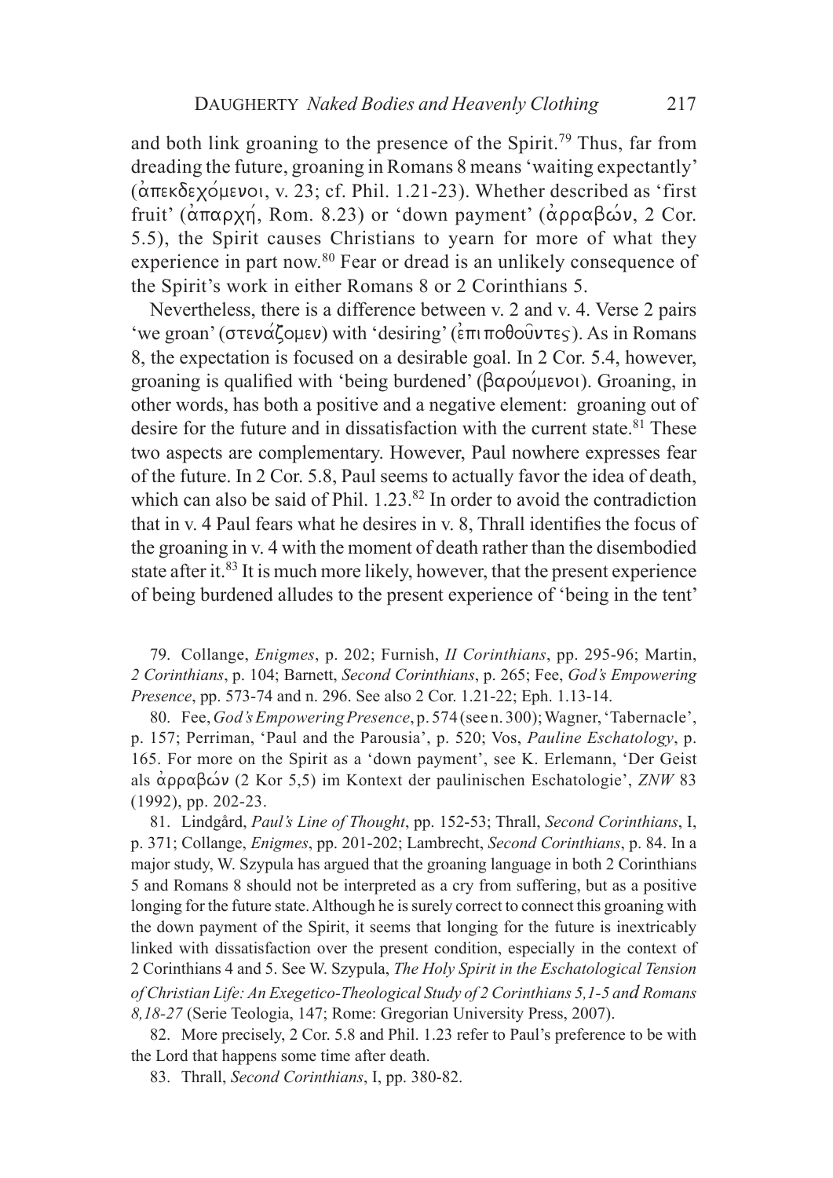and both link groaning to the presence of the Spirit.[79] Thus, far from dreading the future, groaning in Romans 8 means 'waiting expectantly' (ἀπεκδεχόμενοι, v. 23; cf. Phil. 1.21-23). Whether described as 'first fruit' (ἀπαρχή, Rom. 8.23) or 'down payment' (ἀρραβών, 2 Cor. 5.5), the Spirit causes Christians to yearn for more of what they experience in part now.[80] Fear or dread is an unlikely consequence of the Spirit's work in either Romans 8 or 2 Corinthians 5.

Nevertheless, there is a difference between v. 2 and v. 4. Verse 2 pairs 'we groan' (στενάζομεν) with 'desiring' (ἐπιποθοῦντες). As in Romans 8, the expectation is focused on a desirable goal. In 2 Cor. 5.4, however, groaning is qualified with 'being burdened' (βαρούμενοι). Groaning, in other words, has both a positive and a negative element: groaning out of desire for the future and in dissatisfaction with the current state.[81] These two aspects are complementary. However, Paul nowhere expresses fear of the future. In 2 Cor. 5.8, Paul seems to actually favor the idea of death, which can also be said of Phil. 1.23.[82] In order to avoid the contradiction that in v. 4 Paul fears what he desires in v. 8, Thrall identifies the focus of the groaning in v. 4 with the moment of death rather than the disembodied state after it.[83] It is much more likely, however, that the present experience of being burdened alludes to the present experience of 'being in the tent'

79. Collange, *Enigmes*, p. 202; Furnish, *II Corinthians*, pp. 295-96; Martin, *2 Corinthians*, p. 104; Barnett, *Second Corinthians*, p. 265; Fee, *God's Empowering Presence*, pp. 573-74 and n. 296. See also 2 Cor. 1.21-22; Eph. 1.13-14.

80. Fee, *God's Empowering Presence*, p. 574 (see n. 300); Wagner, 'Tabernacle', p. 157; Perriman, 'Paul and the Parousia', p. 520; Vos, *Pauline Eschatology*, p. 165. For more on the Spirit as a 'down payment', see K. Erlemann, 'Der Geist als ἀρραβών (2 Kor 5,5) im Kontext der paulinischen Eschatologie', *ZNW* 83 (1992), pp. 202-23.

81. Lindgård, *Paul's Line of Thought*, pp. 152-53; Thrall, *Second Corinthians*, I, p. 371; Collange, *Enigmes*, pp. 201-202; Lambrecht, *Second Corinthians*, p. 84. In a major study, W. Szypula has argued that the groaning language in both 2 Corinthians 5 and Romans 8 should not be interpreted as a cry from suffering, but as a positive longing for the future state. Although he is surely correct to connect this groaning with the down payment of the Spirit, it seems that longing for the future is inextricably linked with dissatisfaction over the present condition, especially in the context of 2 Corinthians 4 and 5. See W. Szypula, *The Holy Spirit in the Eschatological Tension of Christian Life: An Exegetico-Theological Study of 2 Corinthians 5,1-5 and Romans 8,18-27* (Serie Teologia, 147; Rome: Gregorian University Press, 2007).

82. More precisely, 2 Cor. 5.8 and Phil. 1.23 refer to Paul's preference to be with the Lord that happens some time after death.

83. Thrall, *Second Corinthians*, I, pp. 380-82.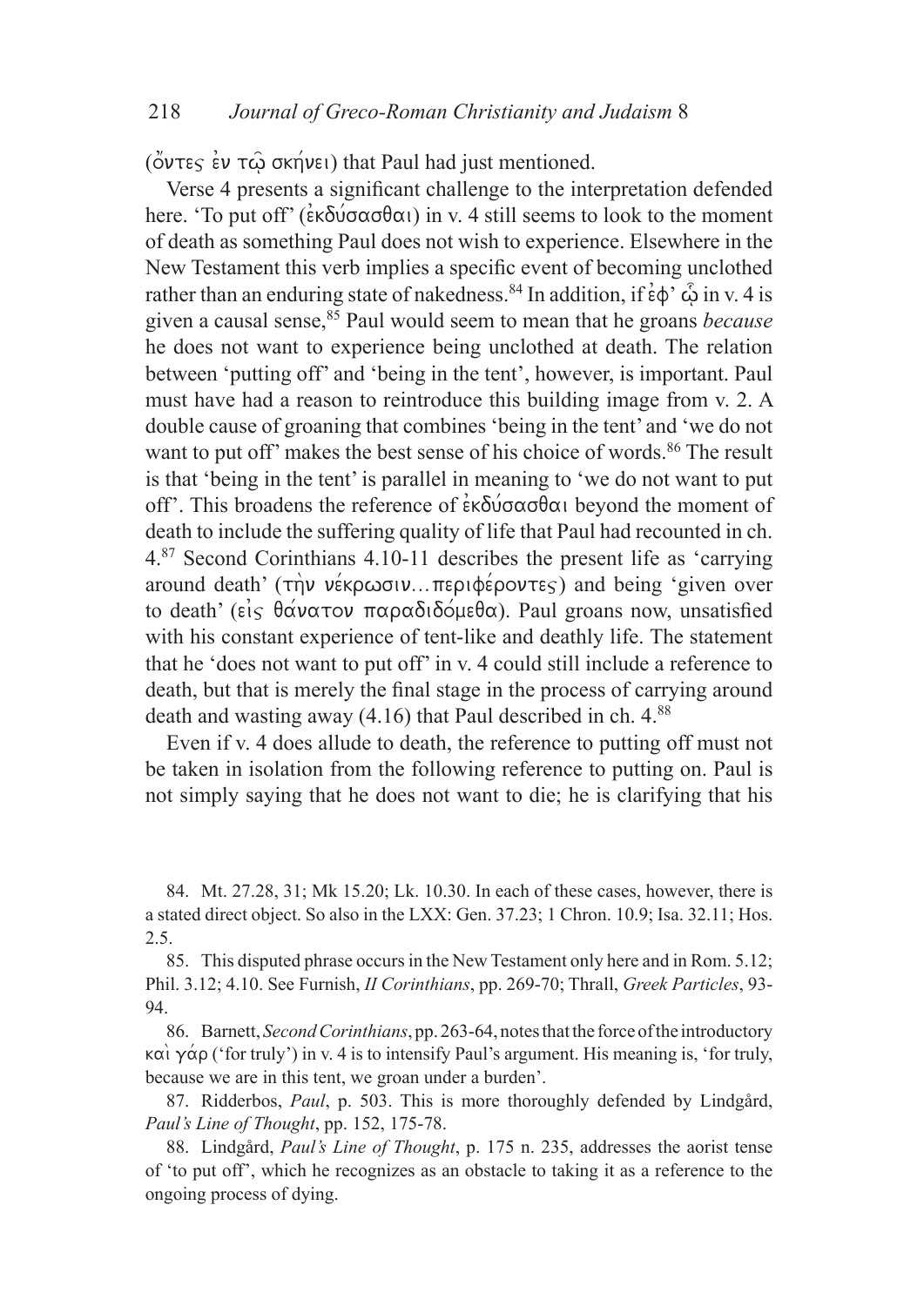(ὄντες ἐν τῷ σκήνει) that Paul had just mentioned.

Verse 4 presents a significant challenge to the interpretation defended here. 'To put off' (ἐκδύσασθαι) in v. 4 still seems to look to the moment of death as something Paul does not wish to experience. Elsewhere in the New Testament this verb implies a specific event of becoming unclothed rather than an enduring state of nakedness.[84] In addition, if ἐφ' ᾧ in v. 4 is given a causal sense,[85] Paul would seem to mean that he groans *because* he does not want to experience being unclothed at death. The relation between 'putting off' and 'being in the tent', however, is important. Paul must have had a reason to reintroduce this building image from v. 2. A double cause of groaning that combines 'being in the tent' and 'we do not want to put off' makes the best sense of his choice of words.[86] The result is that 'being in the tent' is parallel in meaning to 'we do not want to put off'. This broadens the reference of ἐκδύσασθαι beyond the moment of death to include the suffering quality of life that Paul had recounted in ch. 4.[87] Second Corinthians 4.10-11 describes the present life as 'carrying around death' (τὴν νέκρωσιν…περιφέροντες) and being 'given over to death' (εἰς θάνατον παραδιδόμεθα). Paul groans now, unsatisfied with his constant experience of tent-like and deathly life. The statement that he 'does not want to put off' in v. 4 could still include a reference to death, but that is merely the final stage in the process of carrying around death and wasting away (4.16) that Paul described in ch. 4.[88]

Even if v. 4 does allude to death, the reference to putting off must not be taken in isolation from the following reference to putting on. Paul is not simply saying that he does not want to die; he is clarifying that his

84. Mt. 27.28, 31; Mk 15.20; Lk. 10.30. In each of these cases, however, there is a stated direct object. So also in the LXX: Gen. 37.23; 1 Chron. 10.9; Isa. 32.11; Hos. 2.5.

85. This disputed phrase occurs in the New Testament only here and in Rom. 5.12; Phil. 3.12; 4.10. See Furnish, *II Corinthians*, pp. 269-70; Thrall, *Greek Particles*, 93-94.

86. Barnett, *Second Corinthians*, pp. 263-64, notes that the force of the introductory καὶ γάρ ('for truly') in v. 4 is to intensify Paul's argument. His meaning is, 'for truly, because we are in this tent, we groan under a burden'.

87. Ridderbos, *Paul*, p. 503. This is more thoroughly defended by Lindgård, *Paul's Line of Thought*, pp. 152, 175-78.

88. Lindgård, *Paul's Line of Thought*, p. 175 n. 235, addresses the aorist tense of 'to put off', which he recognizes as an obstacle to taking it as a reference to the ongoing process of dying.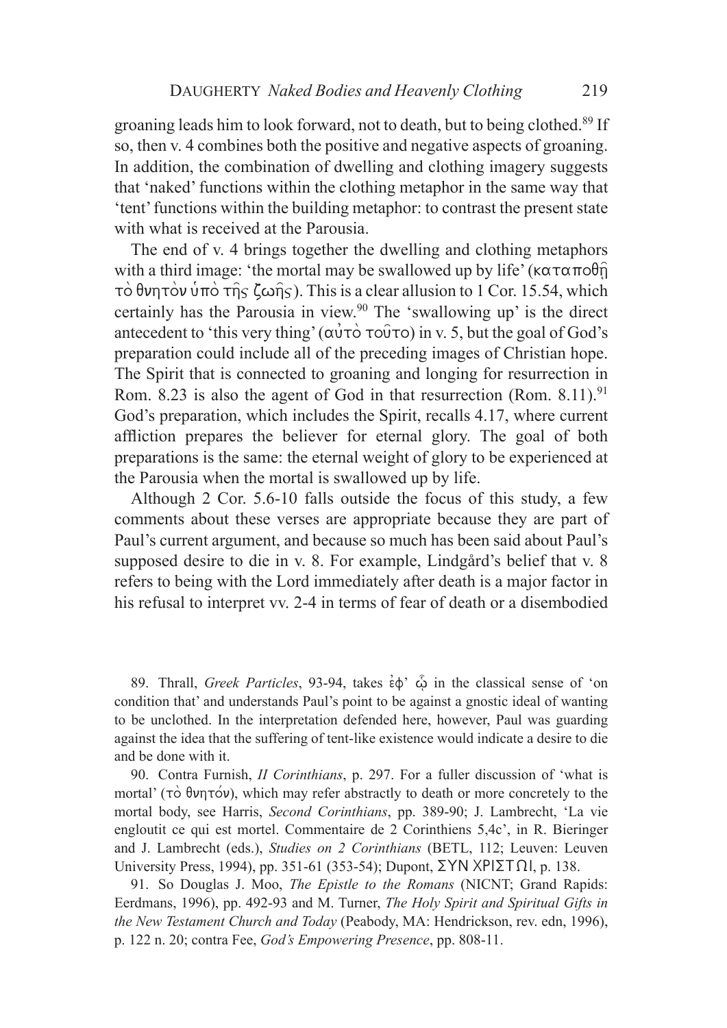groaning leads him to look forward, not to death, but to being clothed.[89] If so, then v. 4 combines both the positive and negative aspects of groaning. In addition, the combination of dwelling and clothing imagery suggests that 'naked' functions within the clothing metaphor in the same way that 'tent' functions within the building metaphor: to contrast the present state with what is received at the Parousia.

The end of v. 4 brings together the dwelling and clothing metaphors with a third image: 'the mortal may be swallowed up by life' (καταποθῇ τὸ θνητὸν ὑπὸ τῆς ζωῆς). This is a clear allusion to 1 Cor. 15.54, which certainly has the Parousia in view.[90] The 'swallowing up' is the direct antecedent to 'this very thing' (αὐτὸ τοῦτο) in v. 5, but the goal of God's preparation could include all of the preceding images of Christian hope. The Spirit that is connected to groaning and longing for resurrection in Rom. 8.23 is also the agent of God in that resurrection (Rom. 8.11).[91] God's preparation, which includes the Spirit, recalls 4.17, where current affliction prepares the believer for eternal glory. The goal of both preparations is the same: the eternal weight of glory to be experienced at the Parousia when the mortal is swallowed up by life.

Although 2 Cor. 5.6-10 falls outside the focus of this study, a few comments about these verses are appropriate because they are part of Paul's current argument, and because so much has been said about Paul's supposed desire to die in v. 8. For example, Lindgård's belief that v. 8 refers to being with the Lord immediately after death is a major factor in his refusal to interpret vv. 2-4 in terms of fear of death or a disembodied

---

89. Thrall, *Greek Particles*, 93-94, takes ἐφ' ᾧ in the classical sense of 'on condition that' and understands Paul's point to be against a gnostic ideal of wanting to be unclothed. In the interpretation defended here, however, Paul was guarding against the idea that the suffering of tent-like existence would indicate a desire to die and be done with it.

90. Contra Furnish, *II Corinthians*, p. 297. For a fuller discussion of 'what is mortal' (τὸ θνητόν), which may refer abstractly to death or more concretely to the mortal body, see Harris, *Second Corinthians*, pp. 389-90; J. Lambrecht, 'La vie engloutit ce qui est mortel. Commentaire de 2 Corinthiens 5,4c', in R. Bieringer and J. Lambrecht (eds.), *Studies on 2 Corinthians* (BETL, 112; Leuven: Leuven University Press, 1994), pp. 351-61 (353-54); Dupont, ΣΥΝ ΧΡΙΣΤΩΙ, p. 138.

91. So Douglas J. Moo, *The Epistle to the Romans* (NICNT; Grand Rapids: Eerdmans, 1996), pp. 492-93 and M. Turner, *The Holy Spirit and Spiritual Gifts in the New Testament Church and Today* (Peabody, MA: Hendrickson, rev. edn, 1996), p. 122 n. 20; contra Fee, *God's Empowering Presence*, pp. 808-11.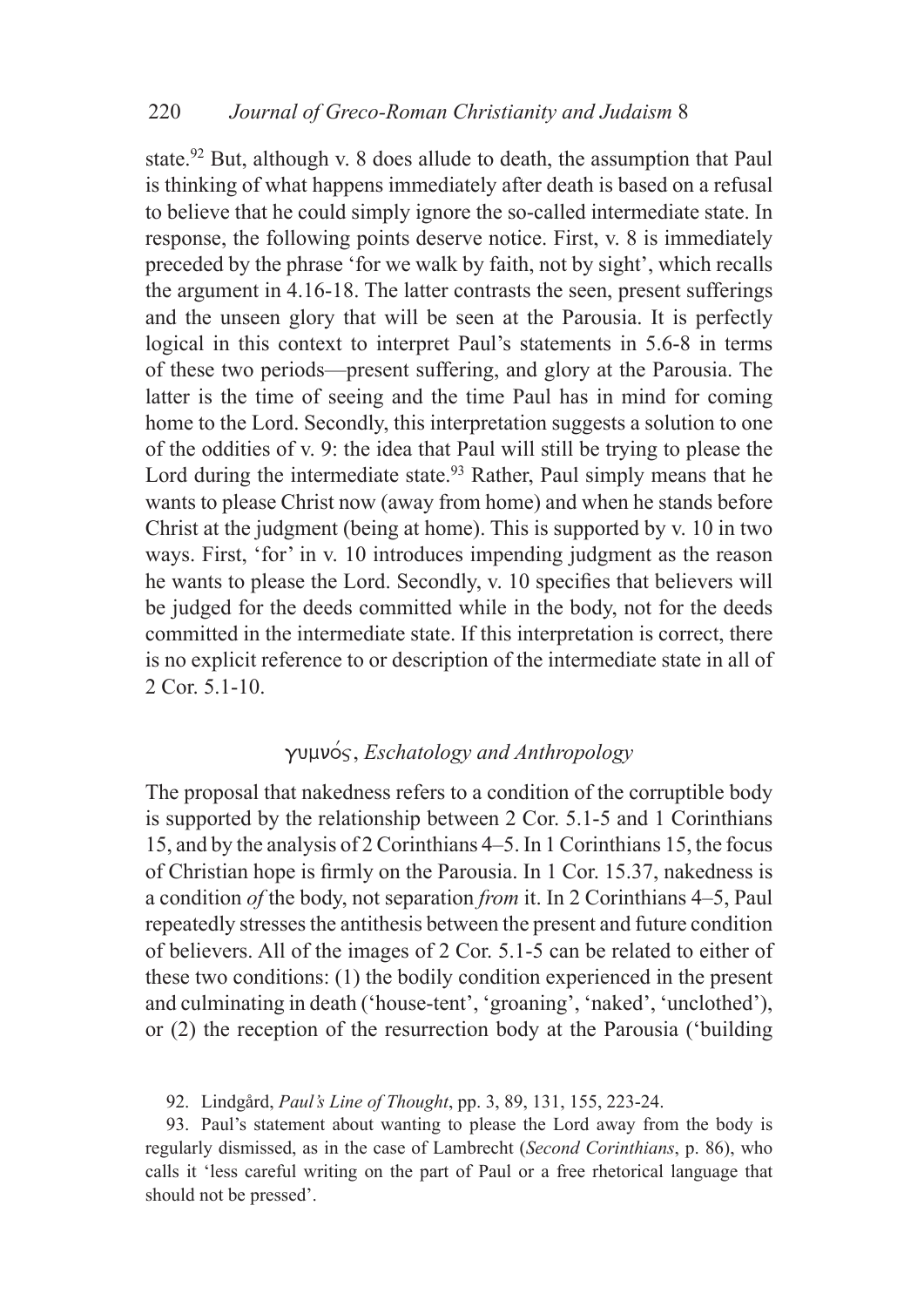state.[92] But, although v. 8 does allude to death, the assumption that Paul is thinking of what happens immediately after death is based on a refusal to believe that he could simply ignore the so-called intermediate state. In response, the following points deserve notice. First, v. 8 is immediately preceded by the phrase 'for we walk by faith, not by sight', which recalls the argument in 4.16-18. The latter contrasts the seen, present sufferings and the unseen glory that will be seen at the Parousia. It is perfectly logical in this context to interpret Paul's statements in 5.6-8 in terms of these two periods—present suffering, and glory at the Parousia. The latter is the time of seeing and the time Paul has in mind for coming home to the Lord. Secondly, this interpretation suggests a solution to one of the oddities of v. 9: the idea that Paul will still be trying to please the Lord during the intermediate state.[93] Rather, Paul simply means that he wants to please Christ now (away from home) and when he stands before Christ at the judgment (being at home). This is supported by v. 10 in two ways. First, 'for' in v. 10 introduces impending judgment as the reason he wants to please the Lord. Secondly, v. 10 specifies that believers will be judged for the deeds committed while in the body, not for the deeds committed in the intermediate state. If this interpretation is correct, there is no explicit reference to or description of the intermediate state in all of 2 Cor. 5.1-10.

## γυμνός, *Eschatology and Anthropology*

The proposal that nakedness refers to a condition of the corruptible body is supported by the relationship between 2 Cor. 5.1-5 and 1 Corinthians 15, and by the analysis of 2 Corinthians 4–5. In 1 Corinthians 15, the focus of Christian hope is firmly on the Parousia. In 1 Cor. 15.37, nakedness is a condition *of* the body, not separation *from* it. In 2 Corinthians 4–5, Paul repeatedly stresses the antithesis between the present and future condition of believers. All of the images of 2 Cor. 5.1-5 can be related to either of these two conditions: (1) the bodily condition experienced in the present and culminating in death ('house-tent', 'groaning', 'naked', 'unclothed'), or (2) the reception of the resurrection body at the Parousia ('building

92. Lindgård, *Paul's Line of Thought*, pp. 3, 89, 131, 155, 223-24.

93. Paul's statement about wanting to please the Lord away from the body is regularly dismissed, as in the case of Lambrecht (*Second Corinthians*, p. 86), who calls it 'less careful writing on the part of Paul or a free rhetorical language that should not be pressed'.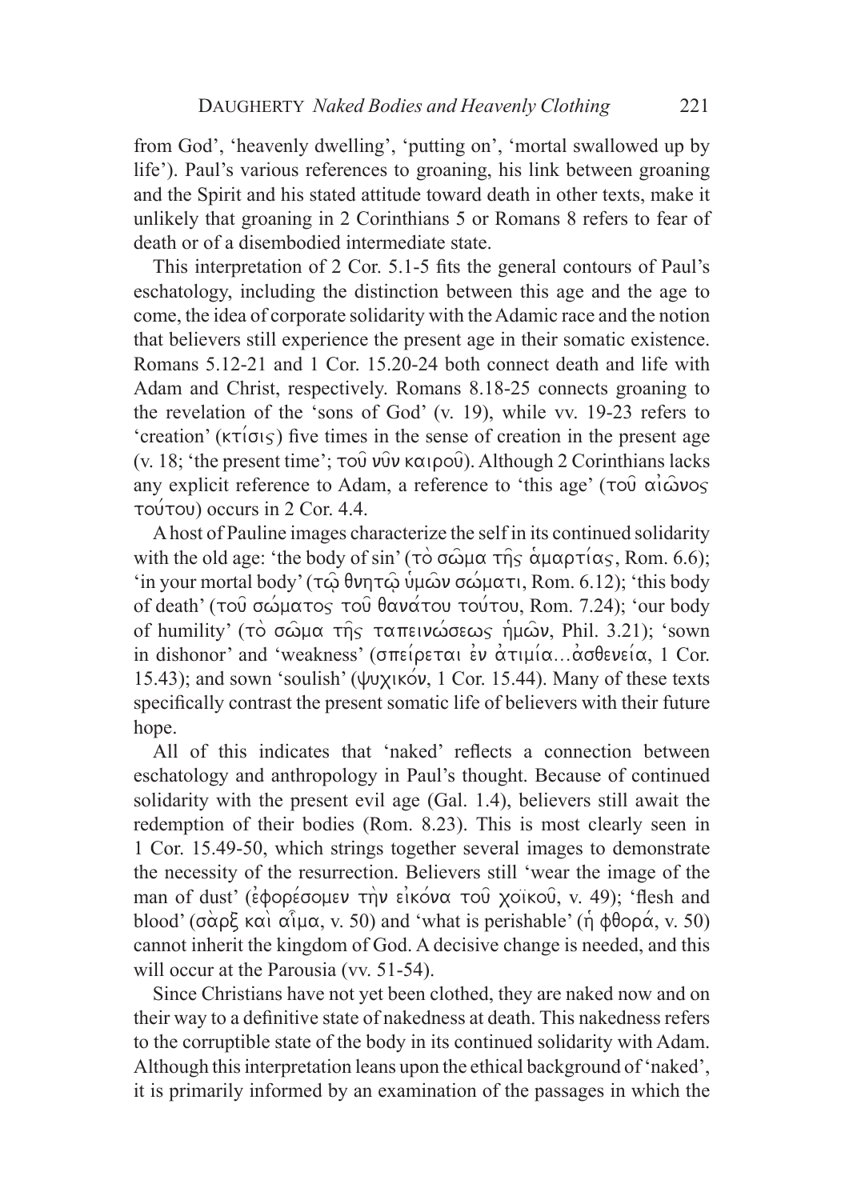from God', 'heavenly dwelling', 'putting on', 'mortal swallowed up by life'). Paul's various references to groaning, his link between groaning and the Spirit and his stated attitude toward death in other texts, make it unlikely that groaning in 2 Corinthians 5 or Romans 8 refers to fear of death or of a disembodied intermediate state.

This interpretation of 2 Cor. 5.1-5 fits the general contours of Paul's eschatology, including the distinction between this age and the age to come, the idea of corporate solidarity with the Adamic race and the notion that believers still experience the present age in their somatic existence. Romans 5.12-21 and 1 Cor. 15.20-24 both connect death and life with Adam and Christ, respectively. Romans 8.18-25 connects groaning to the revelation of the 'sons of God' (v. 19), while vv. 19-23 refers to 'creation' (κτίσις) five times in the sense of creation in the present age (v. 18; 'the present time'; τοῦ νῦν καιροῦ). Although 2 Corinthians lacks any explicit reference to Adam, a reference to 'this age' (τοῦ αἰῶνος τούτου) occurs in 2 Cor. 4.4.

A host of Pauline images characterize the self in its continued solidarity with the old age: 'the body of sin' (τὸ σῶμα τῆς ἁμαρτίας, Rom. 6.6); 'in your mortal body' (τῷ θνητῷ ὑμῶν σώματι, Rom. 6.12); 'this body of death' (τοῦ σώματος τοῦ θανάτου τούτου, Rom. 7.24); 'our body of humility' (τὸ σῶμα τῆς ταπεινώσεως ἡμῶν, Phil. 3.21); 'sown in dishonor' and 'weakness' (σπείρεται ἐν ἀτιμία…ἀσθενεία, 1 Cor. 15.43); and sown 'soulish' (ψυχικόν, 1 Cor. 15.44). Many of these texts specifically contrast the present somatic life of believers with their future hope.

All of this indicates that 'naked' reflects a connection between eschatology and anthropology in Paul's thought. Because of continued solidarity with the present evil age (Gal. 1.4), believers still await the redemption of their bodies (Rom. 8.23). This is most clearly seen in 1 Cor. 15.49-50, which strings together several images to demonstrate the necessity of the resurrection. Believers still 'wear the image of the man of dust' (ἐφορέσομεν τὴν εἰκόνα τοῦ χοϊκοῦ, v. 49); 'flesh and blood' (σὰρξ καὶ αἷμα, v. 50) and 'what is perishable' (ἡ φθορά, v. 50) cannot inherit the kingdom of God. A decisive change is needed, and this will occur at the Parousia (vv. 51-54).

Since Christians have not yet been clothed, they are naked now and on their way to a definitive state of nakedness at death. This nakedness refers to the corruptible state of the body in its continued solidarity with Adam. Although this interpretation leans upon the ethical background of 'naked', it is primarily informed by an examination of the passages in which the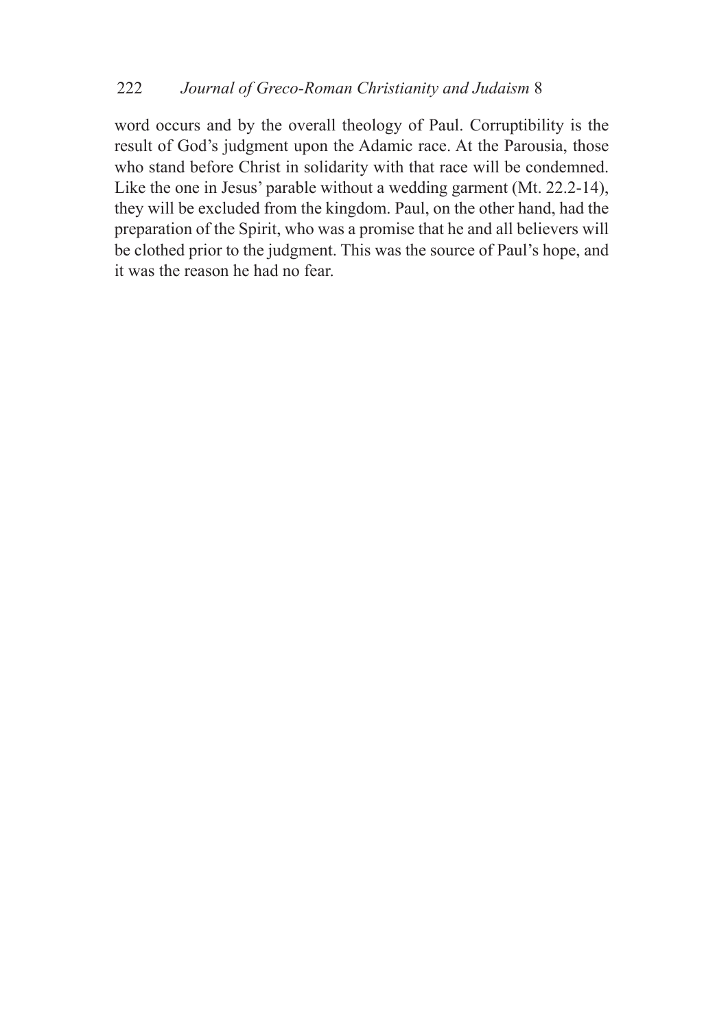word occurs and by the overall theology of Paul. Corruptibility is the result of God's judgment upon the Adamic race. At the Parousia, those who stand before Christ in solidarity with that race will be condemned. Like the one in Jesus' parable without a wedding garment (Mt. 22.2-14), they will be excluded from the kingdom. Paul, on the other hand, had the preparation of the Spirit, who was a promise that he and all believers will be clothed prior to the judgment. This was the source of Paul's hope, and it was the reason he had no fear.